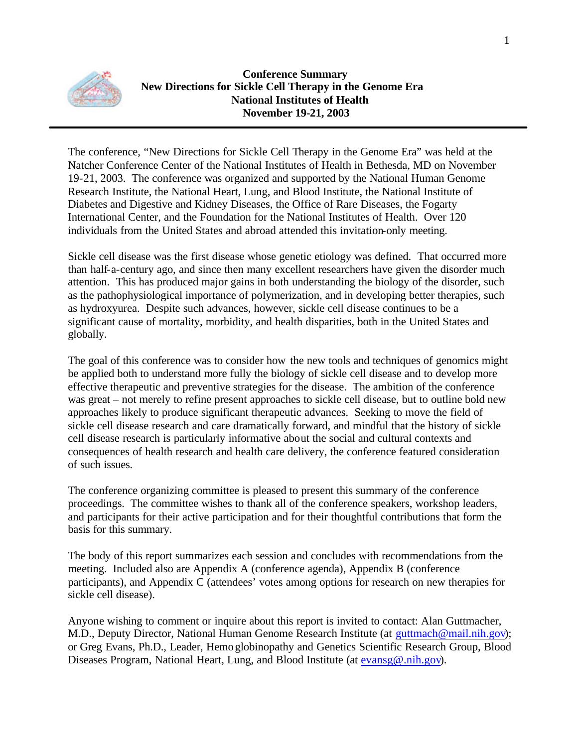**Conference Summary**
**New Directions for Sickle Cell Therapy in the Genome Era**
**National Institutes of Health**
**November 19-21, 2003**

---

The conference, "New Directions for Sickle Cell Therapy in the Genome Era" was held at the Natcher Conference Center of the National Institutes of Health in Bethesda, MD on November 19-21, 2003. The conference was organized and supported by the National Human Genome Research Institute, the National Heart, Lung, and Blood Institute, the National Institute of Diabetes and Digestive and Kidney Diseases, the Office of Rare Diseases, the Fogarty International Center, and the Foundation for the National Institutes of Health. Over 120 individuals from the United States and abroad attended this invitation-only meeting.

Sickle cell disease was the first disease whose genetic etiology was defined. That occurred more than half-a-century ago, and since then many excellent researchers have given the disorder much attention. This has produced major gains in both understanding the biology of the disorder, such as the pathophysiological importance of polymerization, and in developing better therapies, such as hydroxyurea. Despite such advances, however, sickle cell disease continues to be a significant cause of mortality, morbidity, and health disparities, both in the United States and globally.

The goal of this conference was to consider how the new tools and techniques of genomics might be applied both to understand more fully the biology of sickle cell disease and to develop more effective therapeutic and preventive strategies for the disease. The ambition of the conference was great – not merely to refine present approaches to sickle cell disease, but to outline bold new approaches likely to produce significant therapeutic advances. Seeking to move the field of sickle cell disease research and care dramatically forward, and mindful that the history of sickle cell disease research is particularly informative about the social and cultural contexts and consequences of health research and health care delivery, the conference featured consideration of such issues.

The conference organizing committee is pleased to present this summary of the conference proceedings. The committee wishes to thank all of the conference speakers, workshop leaders, and participants for their active participation and for their thoughtful contributions that form the basis for this summary.

The body of this report summarizes each session and concludes with recommendations from the meeting. Included also are Appendix A (conference agenda), Appendix B (conference participants), and Appendix C (attendees' votes among options for research on new therapies for sickle cell disease).

Anyone wishing to comment or inquire about this report is invited to contact: Alan Guttmacher, M.D., Deputy Director, National Human Genome Research Institute (at guttmach@mail.nih.gov); or Greg Evans, Ph.D., Leader, Hemoglobinopathy and Genetics Scientific Research Group, Blood Diseases Program, National Heart, Lung, and Blood Institute (at evansg@.nih.gov).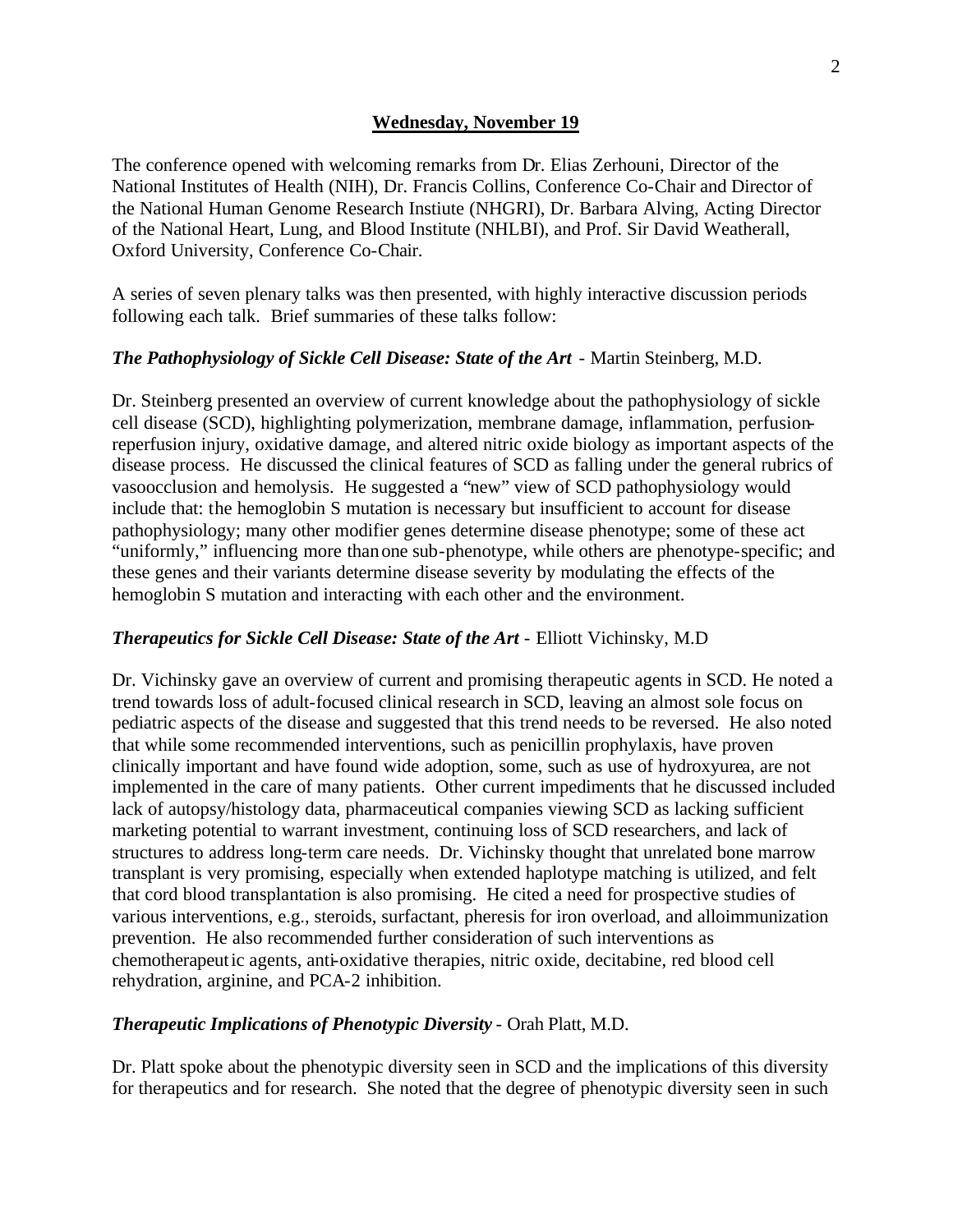## Wednesday, November 19

The conference opened with welcoming remarks from Dr. Elias Zerhouni, Director of the National Institutes of Health (NIH), Dr. Francis Collins, Conference Co-Chair and Director of the National Human Genome Research Instiute (NHGRI), Dr. Barbara Alving, Acting Director of the National Heart, Lung, and Blood Institute (NHLBI), and Prof. Sir David Weatherall, Oxford University, Conference Co-Chair.

A series of seven plenary talks was then presented, with highly interactive discussion periods following each talk. Brief summaries of these talks follow:

***The Pathophysiology of Sickle Cell Disease: State of the Art*** - Martin Steinberg, M.D.

Dr. Steinberg presented an overview of current knowledge about the pathophysiology of sickle cell disease (SCD), highlighting polymerization, membrane damage, inflammation, perfusion-reperfusion injury, oxidative damage, and altered nitric oxide biology as important aspects of the disease process. He discussed the clinical features of SCD as falling under the general rubrics of vasoocclusion and hemolysis. He suggested a "new" view of SCD pathophysiology would include that: the hemoglobin S mutation is necessary but insufficient to account for disease pathophysiology; many other modifier genes determine disease phenotype; some of these act "uniformly," influencing more than one sub-phenotype, while others are phenotype-specific; and these genes and their variants determine disease severity by modulating the effects of the hemoglobin S mutation and interacting with each other and the environment.

***Therapeutics for Sickle Cell Disease: State of the Art*** - Elliott Vichinsky, M.D

Dr. Vichinsky gave an overview of current and promising therapeutic agents in SCD. He noted a trend towards loss of adult-focused clinical research in SCD, leaving an almost sole focus on pediatric aspects of the disease and suggested that this trend needs to be reversed. He also noted that while some recommended interventions, such as penicillin prophylaxis, have proven clinically important and have found wide adoption, some, such as use of hydroxyurea, are not implemented in the care of many patients. Other current impediments that he discussed included lack of autopsy/histology data, pharmaceutical companies viewing SCD as lacking sufficient marketing potential to warrant investment, continuing loss of SCD researchers, and lack of structures to address long-term care needs. Dr. Vichinsky thought that unrelated bone marrow transplant is very promising, especially when extended haplotype matching is utilized, and felt that cord blood transplantation is also promising. He cited a need for prospective studies of various interventions, e.g., steroids, surfactant, pheresis for iron overload, and alloimmunization prevention. He also recommended further consideration of such interventions as chemotherapeutic agents, anti-oxidative therapies, nitric oxide, decitabine, red blood cell rehydration, arginine, and PCA-2 inhibition.

***Therapeutic Implications of Phenotypic Diversity*** - Orah Platt, M.D.

Dr. Platt spoke about the phenotypic diversity seen in SCD and the implications of this diversity for therapeutics and for research. She noted that the degree of phenotypic diversity seen in such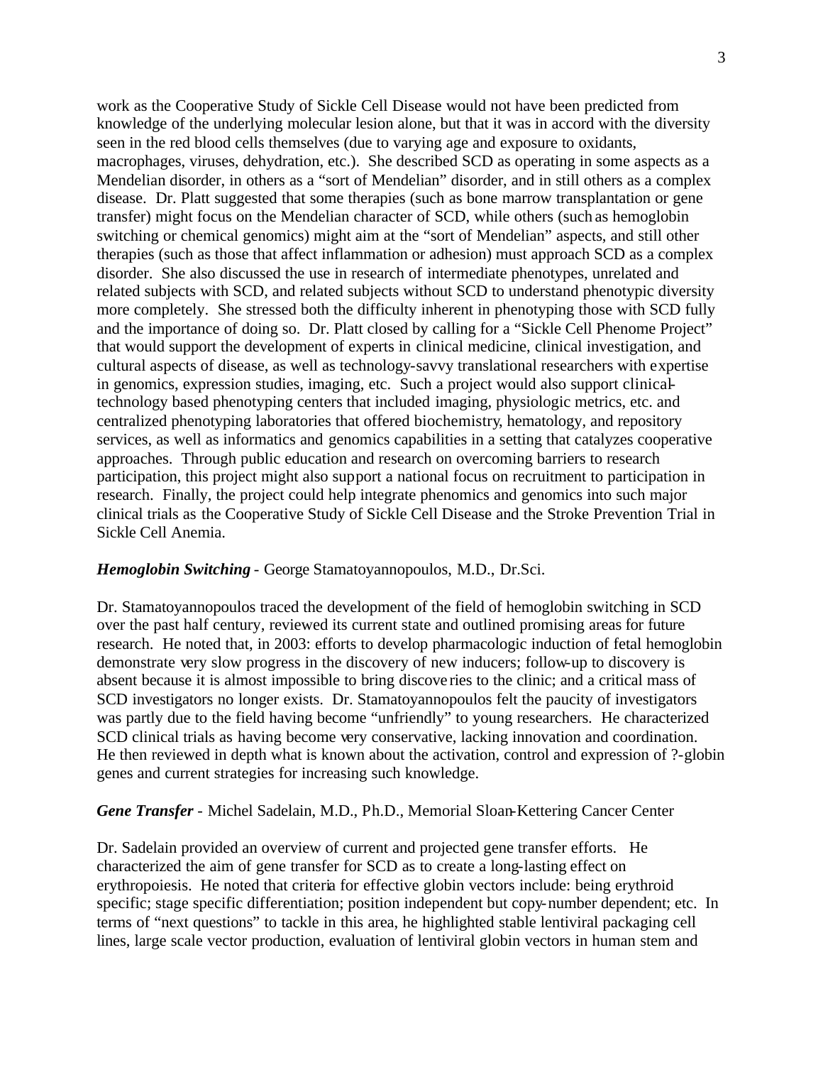work as the Cooperative Study of Sickle Cell Disease would not have been predicted from knowledge of the underlying molecular lesion alone, but that it was in accord with the diversity seen in the red blood cells themselves (due to varying age and exposure to oxidants, macrophages, viruses, dehydration, etc.). She described SCD as operating in some aspects as a Mendelian disorder, in others as a "sort of Mendelian" disorder, and in still others as a complex disease. Dr. Platt suggested that some therapies (such as bone marrow transplantation or gene transfer) might focus on the Mendelian character of SCD, while others (such as hemoglobin switching or chemical genomics) might aim at the "sort of Mendelian" aspects, and still other therapies (such as those that affect inflammation or adhesion) must approach SCD as a complex disorder. She also discussed the use in research of intermediate phenotypes, unrelated and related subjects with SCD, and related subjects without SCD to understand phenotypic diversity more completely. She stressed both the difficulty inherent in phenotyping those with SCD fully and the importance of doing so. Dr. Platt closed by calling for a "Sickle Cell Phenome Project" that would support the development of experts in clinical medicine, clinical investigation, and cultural aspects of disease, as well as technology-savvy translational researchers with expertise in genomics, expression studies, imaging, etc. Such a project would also support clinical-technology based phenotyping centers that included imaging, physiologic metrics, etc. and centralized phenotyping laboratories that offered biochemistry, hematology, and repository services, as well as informatics and genomics capabilities in a setting that catalyzes cooperative approaches. Through public education and research on overcoming barriers to research participation, this project might also support a national focus on recruitment to participation in research. Finally, the project could help integrate phenomics and genomics into such major clinical trials as the Cooperative Study of Sickle Cell Disease and the Stroke Prevention Trial in Sickle Cell Anemia.

***Hemoglobin Switching*** - George Stamatoyannopoulos, M.D., Dr.Sci.

Dr. Stamatoyannopoulos traced the development of the field of hemoglobin switching in SCD over the past half century, reviewed its current state and outlined promising areas for future research. He noted that, in 2003: efforts to develop pharmacologic induction of fetal hemoglobin demonstrate very slow progress in the discovery of new inducers; follow-up to discovery is absent because it is almost impossible to bring discoveries to the clinic; and a critical mass of SCD investigators no longer exists. Dr. Stamatoyannopoulos felt the paucity of investigators was partly due to the field having become "unfriendly" to young researchers. He characterized SCD clinical trials as having become very conservative, lacking innovation and coordination. He then reviewed in depth what is known about the activation, control and expression of ?-globin genes and current strategies for increasing such knowledge.

***Gene Transfer*** - Michel Sadelain, M.D., Ph.D., Memorial Sloan-Kettering Cancer Center

Dr. Sadelain provided an overview of current and projected gene transfer efforts. He characterized the aim of gene transfer for SCD as to create a long-lasting effect on erythropoiesis. He noted that criteria for effective globin vectors include: being erythroid specific; stage specific differentiation; position independent but copy-number dependent; etc. In terms of "next questions" to tackle in this area, he highlighted stable lentiviral packaging cell lines, large scale vector production, evaluation of lentiviral globin vectors in human stem and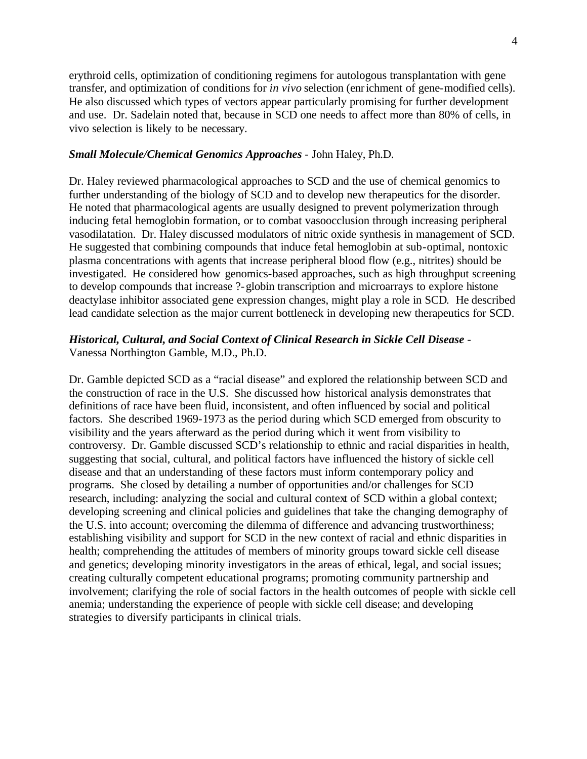erythroid cells, optimization of conditioning regimens for autologous transplantation with gene transfer, and optimization of conditions for *in vivo* selection (enrichment of gene-modified cells). He also discussed which types of vectors appear particularly promising for further development and use. Dr. Sadelain noted that, because in SCD one needs to affect more than 80% of cells, in vivo selection is likely to be necessary.

***Small Molecule/Chemical Genomics Approaches*** - John Haley, Ph.D.

Dr. Haley reviewed pharmacological approaches to SCD and the use of chemical genomics to further understanding of the biology of SCD and to develop new therapeutics for the disorder. He noted that pharmacological agents are usually designed to prevent polymerization through inducing fetal hemoglobin formation, or to combat vasoocclusion through increasing peripheral vasodilatation. Dr. Haley discussed modulators of nitric oxide synthesis in management of SCD. He suggested that combining compounds that induce fetal hemoglobin at sub-optimal, nontoxic plasma concentrations with agents that increase peripheral blood flow (e.g., nitrites) should be investigated. He considered how genomics-based approaches, such as high throughput screening to develop compounds that increase ?-globin transcription and microarrays to explore histone deactylase inhibitor associated gene expression changes, might play a role in SCD. He described lead candidate selection as the major current bottleneck in developing new therapeutics for SCD.

***Historical, Cultural, and Social Context of Clinical Research in Sickle Cell Disease*** - Vanessa Northington Gamble, M.D., Ph.D.

Dr. Gamble depicted SCD as a "racial disease" and explored the relationship between SCD and the construction of race in the U.S. She discussed how historical analysis demonstrates that definitions of race have been fluid, inconsistent, and often influenced by social and political factors. She described 1969-1973 as the period during which SCD emerged from obscurity to visibility and the years afterward as the period during which it went from visibility to controversy. Dr. Gamble discussed SCD's relationship to ethnic and racial disparities in health, suggesting that social, cultural, and political factors have influenced the history of sickle cell disease and that an understanding of these factors must inform contemporary policy and programs. She closed by detailing a number of opportunities and/or challenges for SCD research, including: analyzing the social and cultural context of SCD within a global context; developing screening and clinical policies and guidelines that take the changing demography of the U.S. into account; overcoming the dilemma of difference and advancing trustworthiness; establishing visibility and support for SCD in the new context of racial and ethnic disparities in health; comprehending the attitudes of members of minority groups toward sickle cell disease and genetics; developing minority investigators in the areas of ethical, legal, and social issues; creating culturally competent educational programs; promoting community partnership and involvement; clarifying the role of social factors in the health outcomes of people with sickle cell anemia; understanding the experience of people with sickle cell disease; and developing strategies to diversify participants in clinical trials.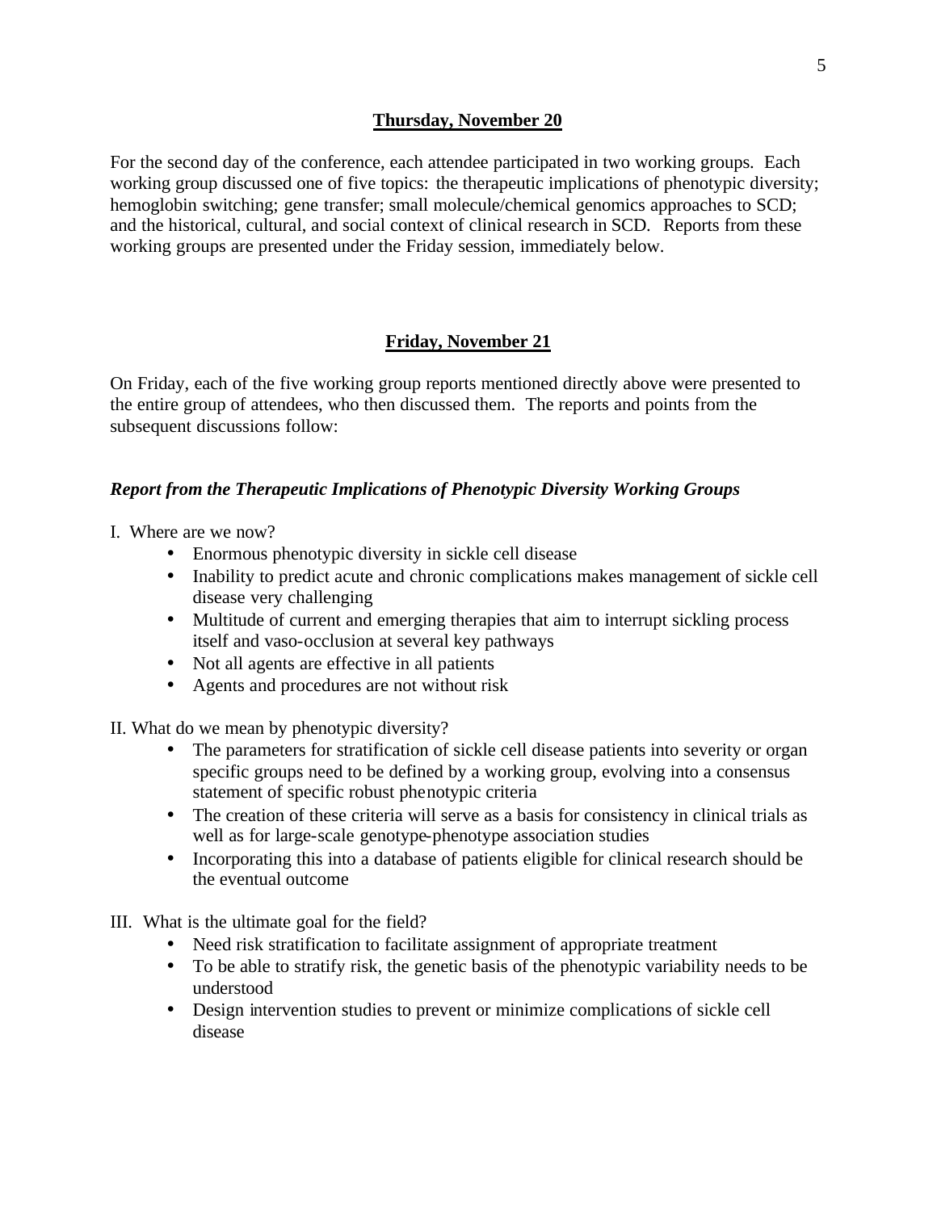## Thursday, November 20

For the second day of the conference, each attendee participated in two working groups. Each working group discussed one of five topics: the therapeutic implications of phenotypic diversity; hemoglobin switching; gene transfer; small molecule/chemical genomics approaches to SCD; and the historical, cultural, and social context of clinical research in SCD. Reports from these working groups are presented under the Friday session, immediately below.

## Friday, November 21

On Friday, each of the five working group reports mentioned directly above were presented to the entire group of attendees, who then discussed them. The reports and points from the subsequent discussions follow:

### *Report from the Therapeutic Implications of Phenotypic Diversity Working Groups*

I. Where are we now?

- Enormous phenotypic diversity in sickle cell disease
- Inability to predict acute and chronic complications makes management of sickle cell disease very challenging
- Multitude of current and emerging therapies that aim to interrupt sickling process itself and vaso-occlusion at several key pathways
- Not all agents are effective in all patients
- Agents and procedures are not without risk

II. What do we mean by phenotypic diversity?

- The parameters for stratification of sickle cell disease patients into severity or organ specific groups need to be defined by a working group, evolving into a consensus statement of specific robust phenotypic criteria
- The creation of these criteria will serve as a basis for consistency in clinical trials as well as for large-scale genotype-phenotype association studies
- Incorporating this into a database of patients eligible for clinical research should be the eventual outcome

III. What is the ultimate goal for the field?

- Need risk stratification to facilitate assignment of appropriate treatment
- To be able to stratify risk, the genetic basis of the phenotypic variability needs to be understood
- Design intervention studies to prevent or minimize complications of sickle cell disease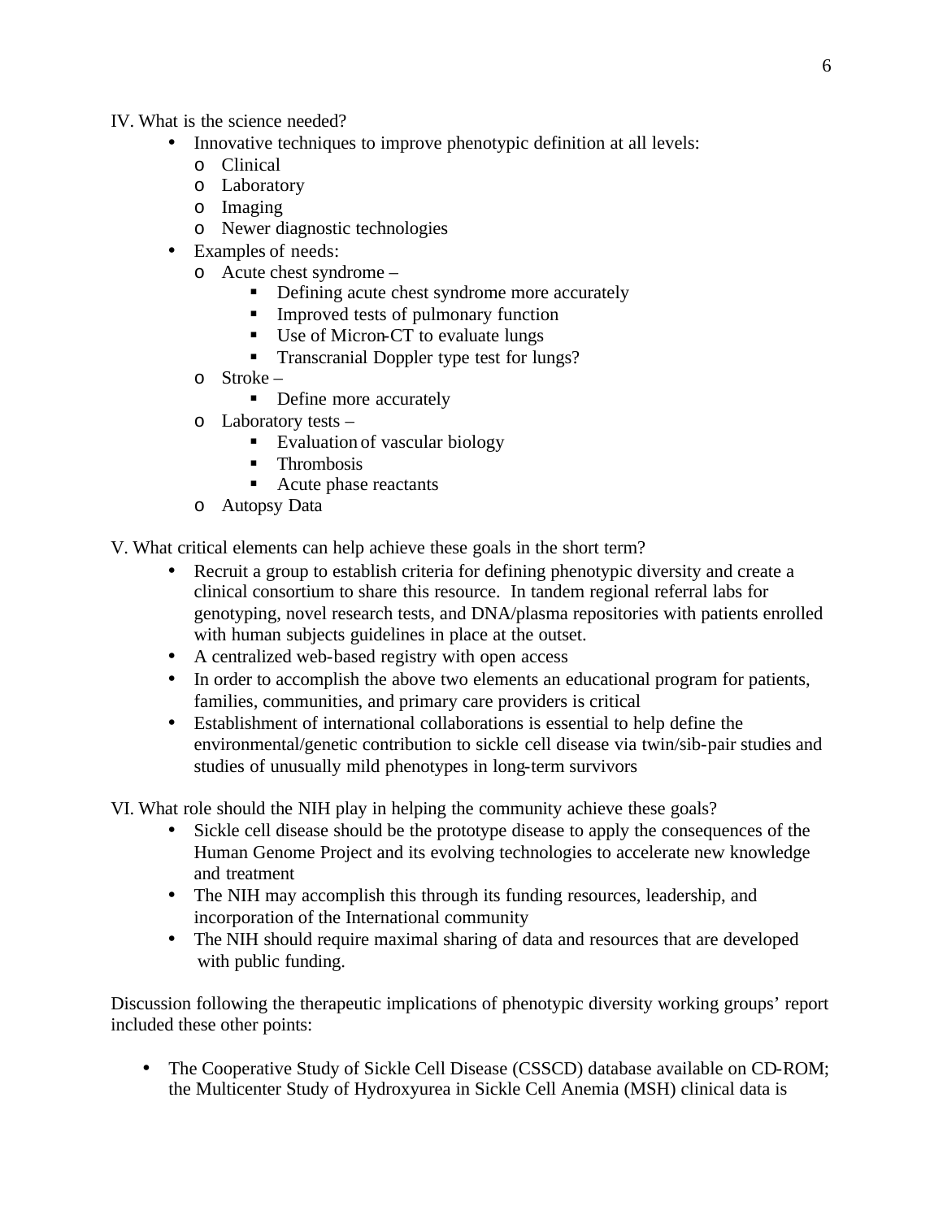IV. What is the science needed?

- Innovative techniques to improve phenotypic definition at all levels:
  - Clinical
  - Laboratory
  - Imaging
  - Newer diagnostic technologies
- Examples of needs:
  - Acute chest syndrome –
    - Defining acute chest syndrome more accurately
    - Improved tests of pulmonary function
    - Use of Micron-CT to evaluate lungs
    - Transcranial Doppler type test for lungs?
  - Stroke –
    - Define more accurately
  - Laboratory tests –
    - Evaluation of vascular biology
    - Thrombosis
    - Acute phase reactants
  - Autopsy Data

V. What critical elements can help achieve these goals in the short term?

- Recruit a group to establish criteria for defining phenotypic diversity and create a clinical consortium to share this resource. In tandem regional referral labs for genotyping, novel research tests, and DNA/plasma repositories with patients enrolled with human subjects guidelines in place at the outset.
- A centralized web-based registry with open access
- In order to accomplish the above two elements an educational program for patients, families, communities, and primary care providers is critical
- Establishment of international collaborations is essential to help define the environmental/genetic contribution to sickle cell disease via twin/sib-pair studies and studies of unusually mild phenotypes in long-term survivors

VI. What role should the NIH play in helping the community achieve these goals?

- Sickle cell disease should be the prototype disease to apply the consequences of the Human Genome Project and its evolving technologies to accelerate new knowledge and treatment
- The NIH may accomplish this through its funding resources, leadership, and incorporation of the International community
- The NIH should require maximal sharing of data and resources that are developed with public funding.

Discussion following the therapeutic implications of phenotypic diversity working groups' report included these other points:

- The Cooperative Study of Sickle Cell Disease (CSSCD) database available on CD-ROM; the Multicenter Study of Hydroxyurea in Sickle Cell Anemia (MSH) clinical data is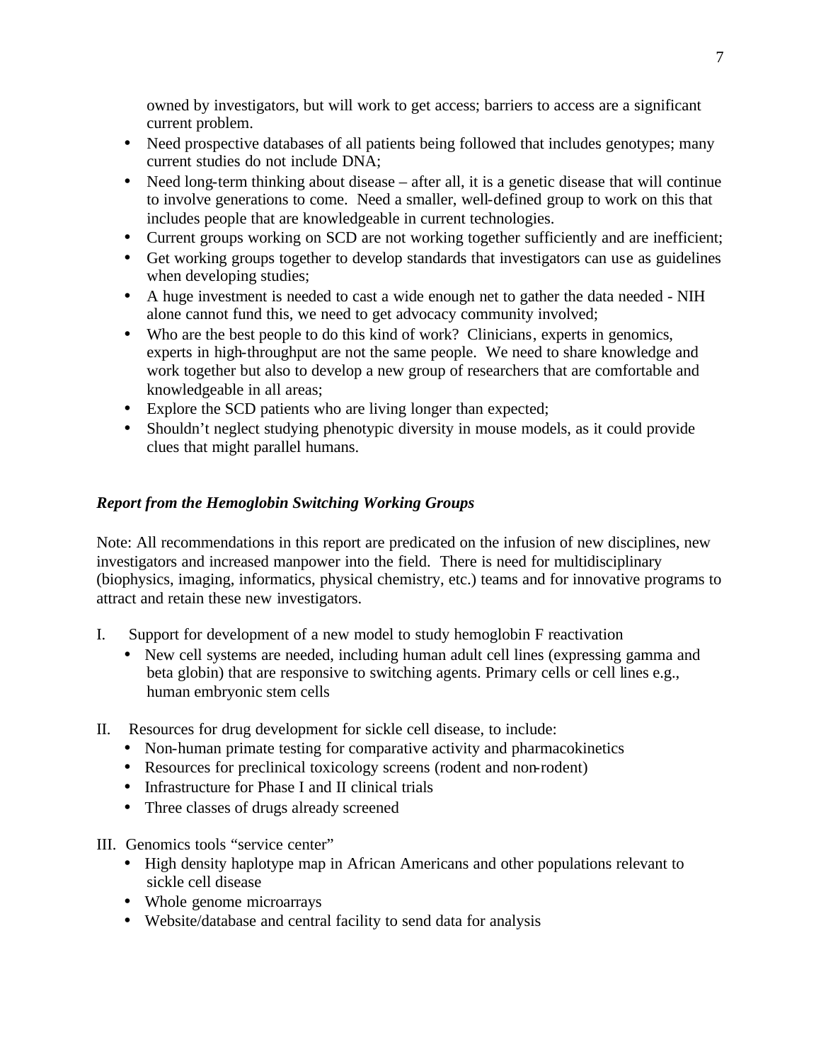owned by investigators, but will work to get access; barriers to access are a significant current problem.

- Need prospective databases of all patients being followed that includes genotypes; many current studies do not include DNA;
- Need long-term thinking about disease – after all, it is a genetic disease that will continue to involve generations to come. Need a smaller, well-defined group to work on this that includes people that are knowledgeable in current technologies.
- Current groups working on SCD are not working together sufficiently and are inefficient;
- Get working groups together to develop standards that investigators can use as guidelines when developing studies;
- A huge investment is needed to cast a wide enough net to gather the data needed - NIH alone cannot fund this, we need to get advocacy community involved;
- Who are the best people to do this kind of work? Clinicians, experts in genomics, experts in high-throughput are not the same people. We need to share knowledge and work together but also to develop a new group of researchers that are comfortable and knowledgeable in all areas;
- Explore the SCD patients who are living longer than expected;
- Shouldn't neglect studying phenotypic diversity in mouse models, as it could provide clues that might parallel humans.

***Report from the Hemoglobin Switching Working Groups***

Note: All recommendations in this report are predicated on the infusion of new disciplines, new investigators and increased manpower into the field. There is need for multidisciplinary (biophysics, imaging, informatics, physical chemistry, etc.) teams and for innovative programs to attract and retain these new investigators.

I. Support for development of a new model to study hemoglobin F reactivation
   - New cell systems are needed, including human adult cell lines (expressing gamma and beta globin) that are responsive to switching agents. Primary cells or cell lines e.g., human embryonic stem cells

II. Resources for drug development for sickle cell disease, to include:
   - Non-human primate testing for comparative activity and pharmacokinetics
   - Resources for preclinical toxicology screens (rodent and non-rodent)
   - Infrastructure for Phase I and II clinical trials
   - Three classes of drugs already screened

III. Genomics tools "service center"
   - High density haplotype map in African Americans and other populations relevant to sickle cell disease
   - Whole genome microarrays
   - Website/database and central facility to send data for analysis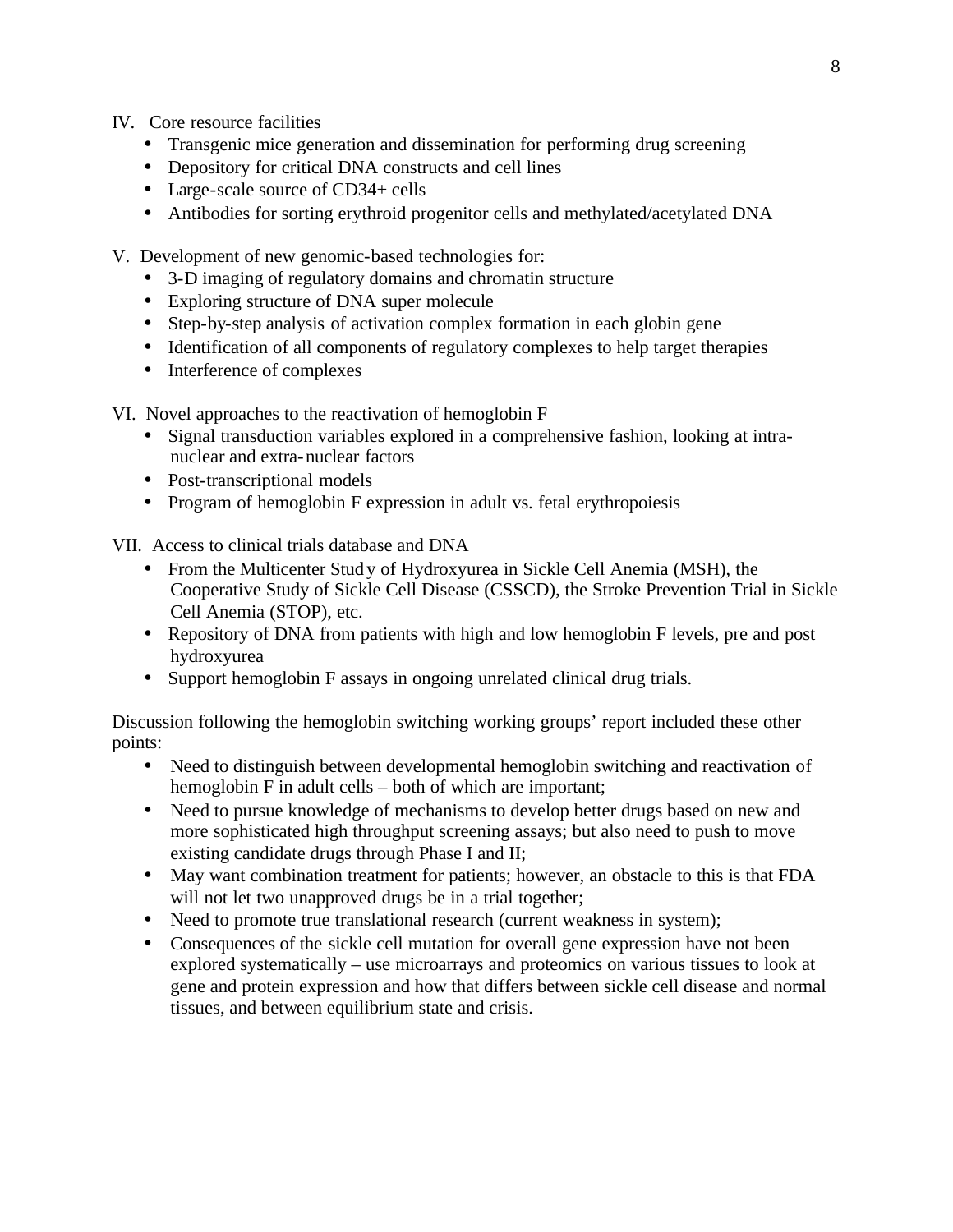IV. Core resource facilities

- Transgenic mice generation and dissemination for performing drug screening
- Depository for critical DNA constructs and cell lines
- Large-scale source of CD34+ cells
- Antibodies for sorting erythroid progenitor cells and methylated/acetylated DNA

V. Development of new genomic-based technologies for:

- 3-D imaging of regulatory domains and chromatin structure
- Exploring structure of DNA super molecule
- Step-by-step analysis of activation complex formation in each globin gene
- Identification of all components of regulatory complexes to help target therapies
- Interference of complexes

VI. Novel approaches to the reactivation of hemoglobin F

- Signal transduction variables explored in a comprehensive fashion, looking at intra-nuclear and extra-nuclear factors
- Post-transcriptional models
- Program of hemoglobin F expression in adult vs. fetal erythropoiesis

VII. Access to clinical trials database and DNA

- From the Multicenter Study of Hydroxyurea in Sickle Cell Anemia (MSH), the Cooperative Study of Sickle Cell Disease (CSSCD), the Stroke Prevention Trial in Sickle Cell Anemia (STOP), etc.
- Repository of DNA from patients with high and low hemoglobin F levels, pre and post hydroxyurea
- Support hemoglobin F assays in ongoing unrelated clinical drug trials.

Discussion following the hemoglobin switching working groups' report included these other points:

- Need to distinguish between developmental hemoglobin switching and reactivation of hemoglobin F in adult cells – both of which are important;
- Need to pursue knowledge of mechanisms to develop better drugs based on new and more sophisticated high throughput screening assays; but also need to push to move existing candidate drugs through Phase I and II;
- May want combination treatment for patients; however, an obstacle to this is that FDA will not let two unapproved drugs be in a trial together;
- Need to promote true translational research (current weakness in system);
- Consequences of the sickle cell mutation for overall gene expression have not been explored systematically – use microarrays and proteomics on various tissues to look at gene and protein expression and how that differs between sickle cell disease and normal tissues, and between equilibrium state and crisis.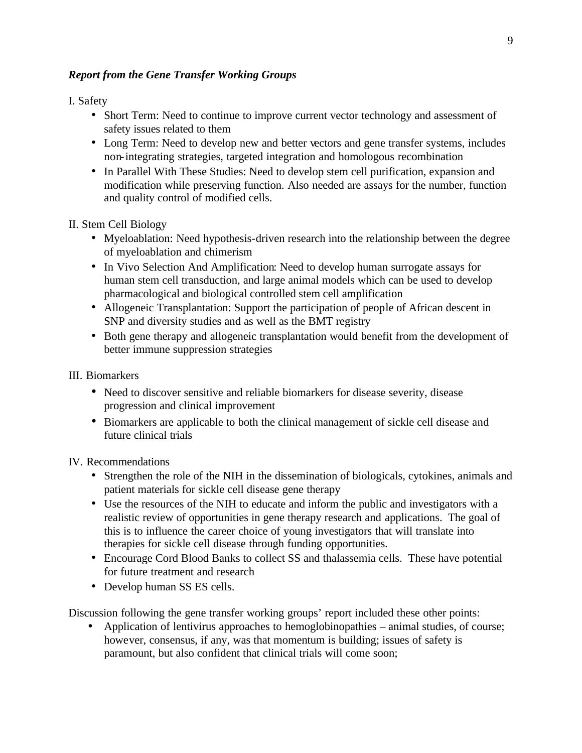***Report from the Gene Transfer Working Groups***

I. Safety

- Short Term: Need to continue to improve current vector technology and assessment of safety issues related to them
- Long Term: Need to develop new and better vectors and gene transfer systems, includes non-integrating strategies, targeted integration and homologous recombination
- In Parallel With These Studies: Need to develop stem cell purification, expansion and modification while preserving function. Also needed are assays for the number, function and quality control of modified cells.

II. Stem Cell Biology

- Myeloablation: Need hypothesis-driven research into the relationship between the degree of myeloablation and chimerism
- In Vivo Selection And Amplification: Need to develop human surrogate assays for human stem cell transduction, and large animal models which can be used to develop pharmacological and biological controlled stem cell amplification
- Allogeneic Transplantation: Support the participation of people of African descent in SNP and diversity studies and as well as the BMT registry
- Both gene therapy and allogeneic transplantation would benefit from the development of better immune suppression strategies

III. Biomarkers

- Need to discover sensitive and reliable biomarkers for disease severity, disease progression and clinical improvement
- Biomarkers are applicable to both the clinical management of sickle cell disease and future clinical trials

IV. Recommendations

- Strengthen the role of the NIH in the dissemination of biologicals, cytokines, animals and patient materials for sickle cell disease gene therapy
- Use the resources of the NIH to educate and inform the public and investigators with a realistic review of opportunities in gene therapy research and applications. The goal of this is to influence the career choice of young investigators that will translate into therapies for sickle cell disease through funding opportunities.
- Encourage Cord Blood Banks to collect SS and thalassemia cells. These have potential for future treatment and research
- Develop human SS ES cells.

Discussion following the gene transfer working groups' report included these other points:

- Application of lentivirus approaches to hemoglobinopathies – animal studies, of course; however, consensus, if any, was that momentum is building; issues of safety is paramount, but also confident that clinical trials will come soon;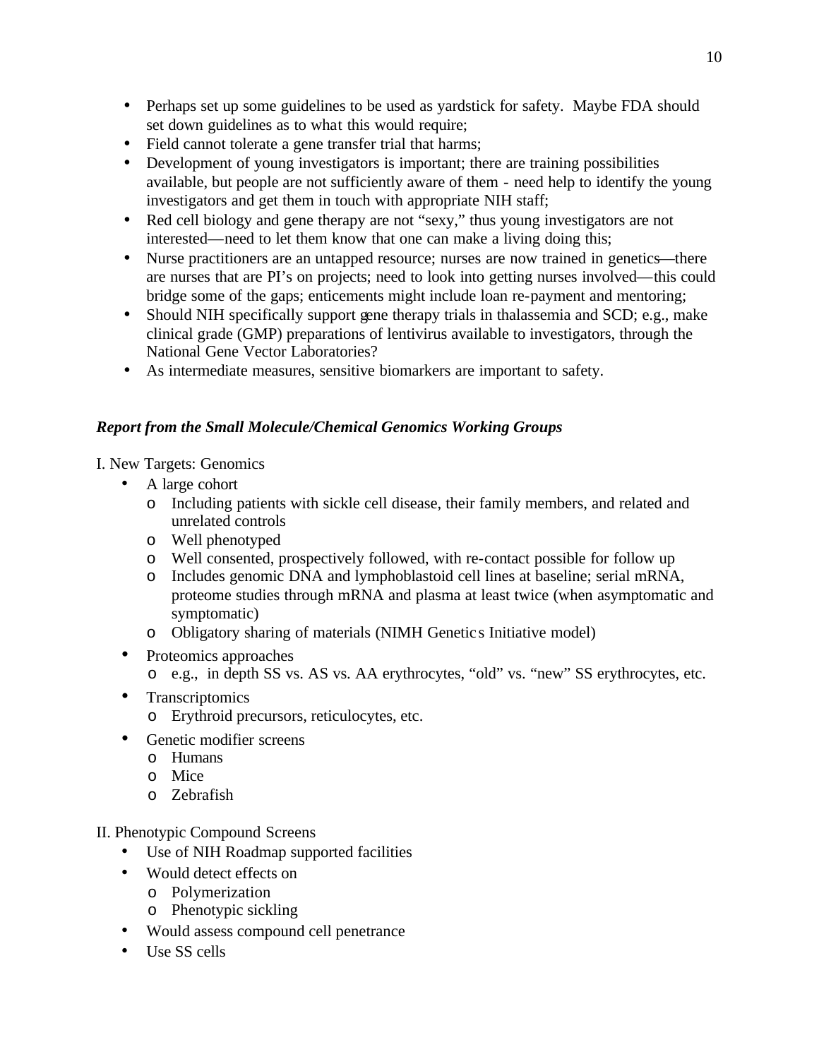- Perhaps set up some guidelines to be used as yardstick for safety. Maybe FDA should set down guidelines as to what this would require;
- Field cannot tolerate a gene transfer trial that harms;
- Development of young investigators is important; there are training possibilities available, but people are not sufficiently aware of them - need help to identify the young investigators and get them in touch with appropriate NIH staff;
- Red cell biology and gene therapy are not "sexy," thus young investigators are not interested—need to let them know that one can make a living doing this;
- Nurse practitioners are an untapped resource; nurses are now trained in genetics—there are nurses that are PI's on projects; need to look into getting nurses involved—this could bridge some of the gaps; enticements might include loan re-payment and mentoring;
- Should NIH specifically support gene therapy trials in thalassemia and SCD; e.g., make clinical grade (GMP) preparations of lentivirus available to investigators, through the National Gene Vector Laboratories?
- As intermediate measures, sensitive biomarkers are important to safety.

***Report from the Small Molecule/Chemical Genomics Working Groups***

I. New Targets: Genomics

- A large cohort
  - Including patients with sickle cell disease, their family members, and related and unrelated controls
  - Well phenotyped
  - Well consented, prospectively followed, with re-contact possible for follow up
  - Includes genomic DNA and lymphoblastoid cell lines at baseline; serial mRNA, proteome studies through mRNA and plasma at least twice (when asymptomatic and symptomatic)
  - Obligatory sharing of materials (NIMH Genetics Initiative model)
- Proteomics approaches
  - e.g., in depth SS vs. AS vs. AA erythrocytes, "old" vs. "new" SS erythrocytes, etc.
- Transcriptomics
  - Erythroid precursors, reticulocytes, etc.
- Genetic modifier screens
  - Humans
  - Mice
  - Zebrafish

II. Phenotypic Compound Screens

- Use of NIH Roadmap supported facilities
- Would detect effects on
  - Polymerization
  - Phenotypic sickling
- Would assess compound cell penetrance
- Use SS cells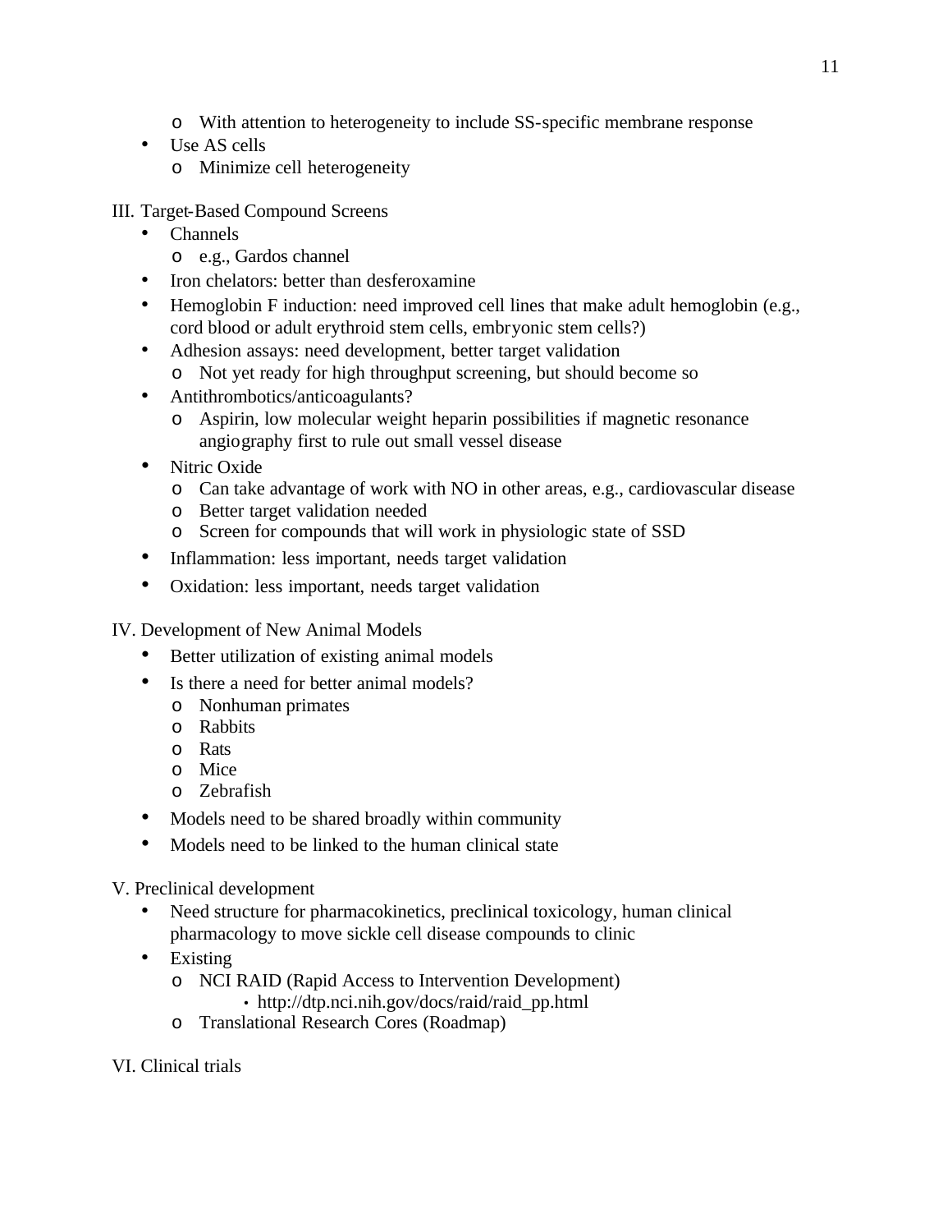- With attention to heterogeneity to include SS-specific membrane response
- Use AS cells
  - Minimize cell heterogeneity

III. Target-Based Compound Screens

- Channels
  - e.g., Gardos channel
- Iron chelators: better than desferoxamine
- Hemoglobin F induction: need improved cell lines that make adult hemoglobin (e.g., cord blood or adult erythroid stem cells, embryonic stem cells?)
- Adhesion assays: need development, better target validation
  - Not yet ready for high throughput screening, but should become so
- Antithrombotics/anticoagulants?
  - Aspirin, low molecular weight heparin possibilities if magnetic resonance angiography first to rule out small vessel disease
- Nitric Oxide
  - Can take advantage of work with NO in other areas, e.g., cardiovascular disease
  - Better target validation needed
  - Screen for compounds that will work in physiologic state of SSD
- Inflammation: less important, needs target validation
- Oxidation: less important, needs target validation

IV. Development of New Animal Models

- Better utilization of existing animal models
- Is there a need for better animal models?
  - Nonhuman primates
  - Rabbits
  - Rats
  - Mice
  - Zebrafish
- Models need to be shared broadly within community
- Models need to be linked to the human clinical state

V. Preclinical development

- Need structure for pharmacokinetics, preclinical toxicology, human clinical pharmacology to move sickle cell disease compounds to clinic
- Existing
  - NCI RAID (Rapid Access to Intervention Development)
    - http://dtp.nci.nih.gov/docs/raid/raid_pp.html
  - Translational Research Cores (Roadmap)

VI. Clinical trials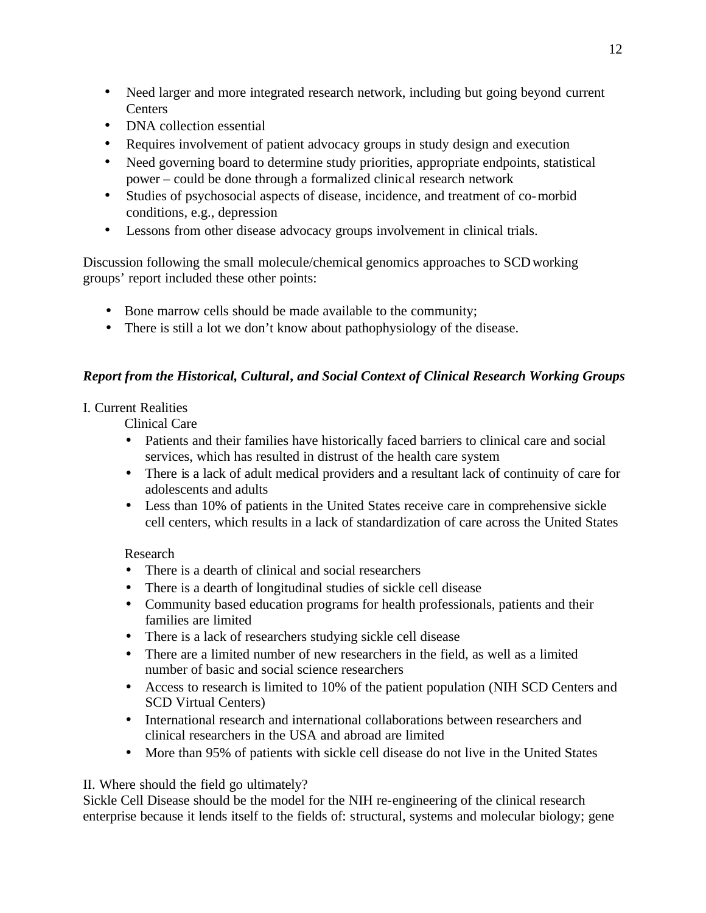- Need larger and more integrated research network, including but going beyond current Centers
- DNA collection essential
- Requires involvement of patient advocacy groups in study design and execution
- Need governing board to determine study priorities, appropriate endpoints, statistical power – could be done through a formalized clinical research network
- Studies of psychosocial aspects of disease, incidence, and treatment of co-morbid conditions, e.g., depression
- Lessons from other disease advocacy groups involvement in clinical trials.

Discussion following the small molecule/chemical genomics approaches to SCD working groups' report included these other points:

- Bone marrow cells should be made available to the community;
- There is still a lot we don't know about pathophysiology of the disease.

***Report from the Historical, Cultural, and Social Context of Clinical Research Working Groups***

I. Current Realities

Clinical Care

- Patients and their families have historically faced barriers to clinical care and social services, which has resulted in distrust of the health care system
- There is a lack of adult medical providers and a resultant lack of continuity of care for adolescents and adults
- Less than 10% of patients in the United States receive care in comprehensive sickle cell centers, which results in a lack of standardization of care across the United States

Research

- There is a dearth of clinical and social researchers
- There is a dearth of longitudinal studies of sickle cell disease
- Community based education programs for health professionals, patients and their families are limited
- There is a lack of researchers studying sickle cell disease
- There are a limited number of new researchers in the field, as well as a limited number of basic and social science researchers
- Access to research is limited to 10% of the patient population (NIH SCD Centers and SCD Virtual Centers)
- International research and international collaborations between researchers and clinical researchers in the USA and abroad are limited
- More than 95% of patients with sickle cell disease do not live in the United States

II. Where should the field go ultimately?

Sickle Cell Disease should be the model for the NIH re-engineering of the clinical research enterprise because it lends itself to the fields of: structural, systems and molecular biology; gene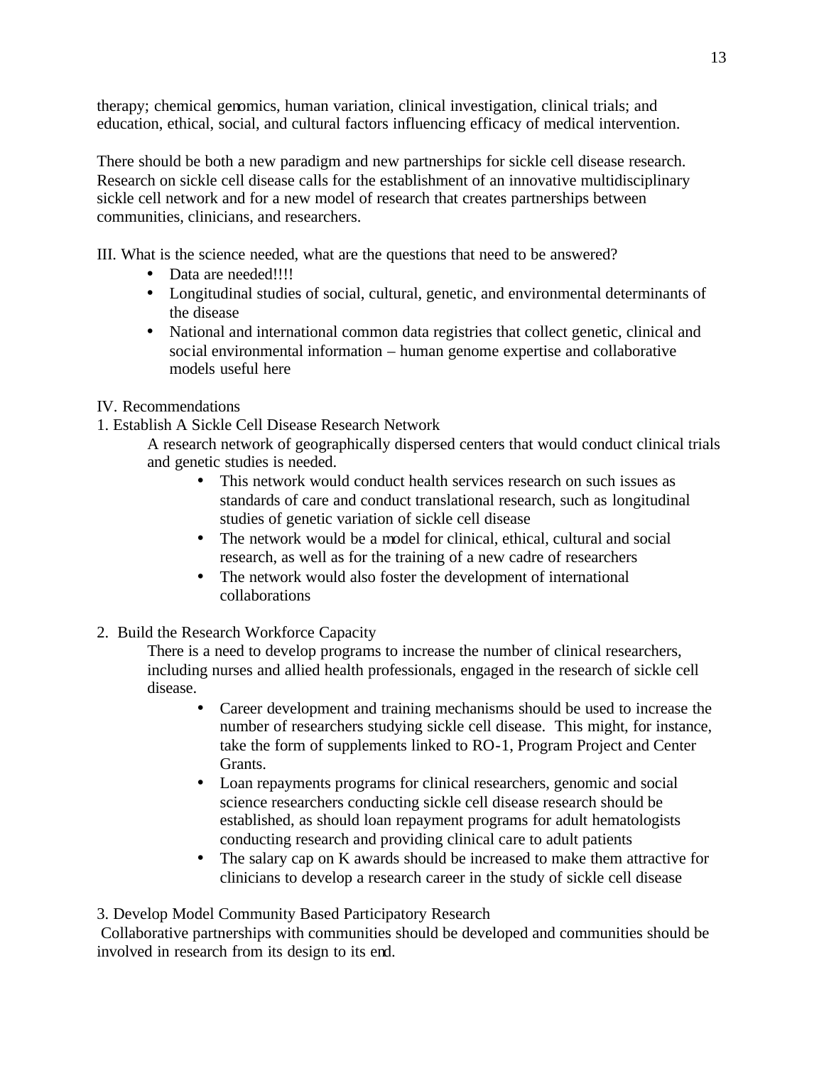therapy; chemical genomics, human variation, clinical investigation, clinical trials; and education, ethical, social, and cultural factors influencing efficacy of medical intervention.

There should be both a new paradigm and new partnerships for sickle cell disease research. Research on sickle cell disease calls for the establishment of an innovative multidisciplinary sickle cell network and for a new model of research that creates partnerships between communities, clinicians, and researchers.

III. What is the science needed, what are the questions that need to be answered?

- Data are needed!!!!
- Longitudinal studies of social, cultural, genetic, and environmental determinants of the disease
- National and international common data registries that collect genetic, clinical and social environmental information – human genome expertise and collaborative models useful here

IV. Recommendations

1. Establish A Sickle Cell Disease Research Network

   A research network of geographically dispersed centers that would conduct clinical trials and genetic studies is needed.

   - This network would conduct health services research on such issues as standards of care and conduct translational research, such as longitudinal studies of genetic variation of sickle cell disease
   - The network would be a model for clinical, ethical, cultural and social research, as well as for the training of a new cadre of researchers
   - The network would also foster the development of international collaborations

2. Build the Research Workforce Capacity

   There is a need to develop programs to increase the number of clinical researchers, including nurses and allied health professionals, engaged in the research of sickle cell disease.

   - Career development and training mechanisms should be used to increase the number of researchers studying sickle cell disease. This might, for instance, take the form of supplements linked to RO-1, Program Project and Center Grants.
   - Loan repayments programs for clinical researchers, genomic and social science researchers conducting sickle cell disease research should be established, as should loan repayment programs for adult hematologists conducting research and providing clinical care to adult patients
   - The salary cap on K awards should be increased to make them attractive for clinicians to develop a research career in the study of sickle cell disease

3. Develop Model Community Based Participatory Research

Collaborative partnerships with communities should be developed and communities should be involved in research from its design to its end.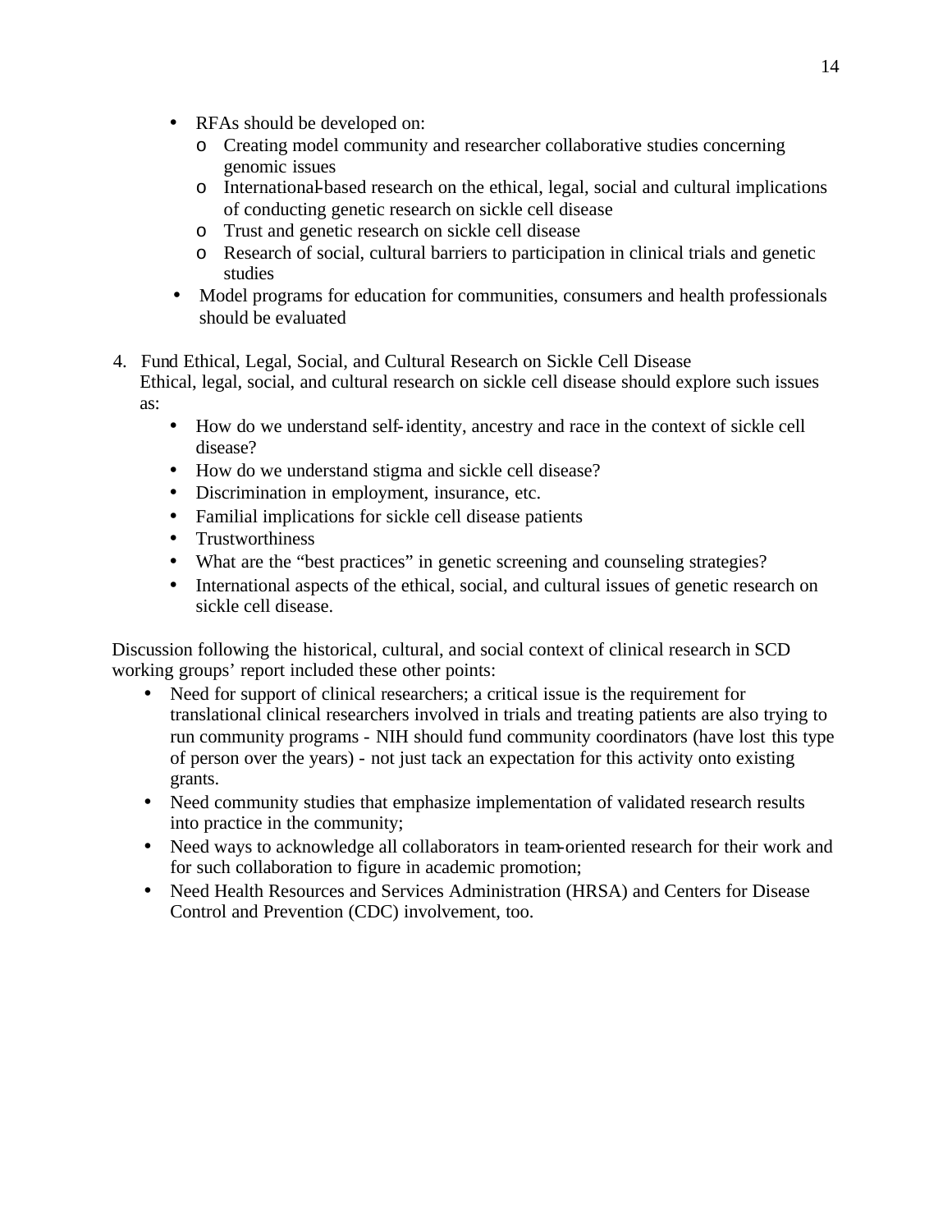- RFAs should be developed on:
  - Creating model community and researcher collaborative studies concerning genomic issues
  - International-based research on the ethical, legal, social and cultural implications of conducting genetic research on sickle cell disease
  - Trust and genetic research on sickle cell disease
  - Research of social, cultural barriers to participation in clinical trials and genetic studies
- Model programs for education for communities, consumers and health professionals should be evaluated

4. Fund Ethical, Legal, Social, and Cultural Research on Sickle Cell Disease

   Ethical, legal, social, and cultural research on sickle cell disease should explore such issues as:

   - How do we understand self-identity, ancestry and race in the context of sickle cell disease?
   - How do we understand stigma and sickle cell disease?
   - Discrimination in employment, insurance, etc.
   - Familial implications for sickle cell disease patients
   - Trustworthiness
   - What are the "best practices" in genetic screening and counseling strategies?
   - International aspects of the ethical, social, and cultural issues of genetic research on sickle cell disease.

Discussion following the historical, cultural, and social context of clinical research in SCD working groups' report included these other points:

- Need for support of clinical researchers; a critical issue is the requirement for translational clinical researchers involved in trials and treating patients are also trying to run community programs - NIH should fund community coordinators (have lost this type of person over the years) - not just tack an expectation for this activity onto existing grants.
- Need community studies that emphasize implementation of validated research results into practice in the community;
- Need ways to acknowledge all collaborators in team-oriented research for their work and for such collaboration to figure in academic promotion;
- Need Health Resources and Services Administration (HRSA) and Centers for Disease Control and Prevention (CDC) involvement, too.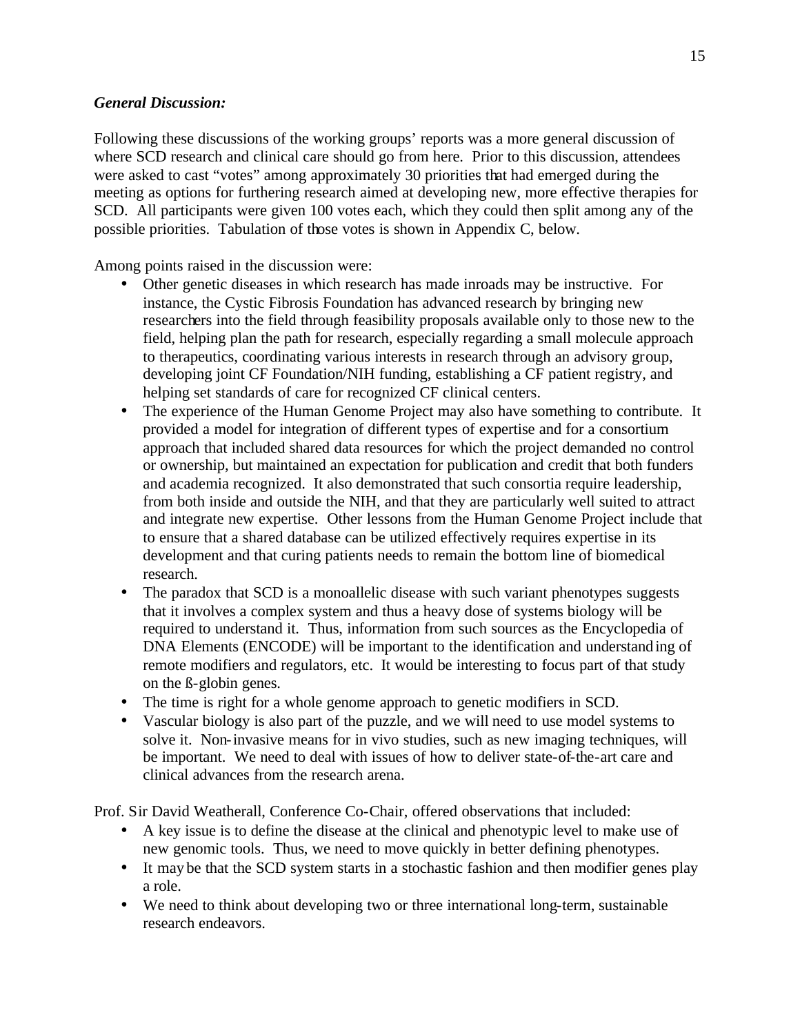***General Discussion:***

Following these discussions of the working groups' reports was a more general discussion of where SCD research and clinical care should go from here. Prior to this discussion, attendees were asked to cast "votes" among approximately 30 priorities that had emerged during the meeting as options for furthering research aimed at developing new, more effective therapies for SCD. All participants were given 100 votes each, which they could then split among any of the possible priorities. Tabulation of those votes is shown in Appendix C, below.

Among points raised in the discussion were:

- Other genetic diseases in which research has made inroads may be instructive. For instance, the Cystic Fibrosis Foundation has advanced research by bringing new researchers into the field through feasibility proposals available only to those new to the field, helping plan the path for research, especially regarding a small molecule approach to therapeutics, coordinating various interests in research through an advisory group, developing joint CF Foundation/NIH funding, establishing a CF patient registry, and helping set standards of care for recognized CF clinical centers.
- The experience of the Human Genome Project may also have something to contribute. It provided a model for integration of different types of expertise and for a consortium approach that included shared data resources for which the project demanded no control or ownership, but maintained an expectation for publication and credit that both funders and academia recognized. It also demonstrated that such consortia require leadership, from both inside and outside the NIH, and that they are particularly well suited to attract and integrate new expertise. Other lessons from the Human Genome Project include that to ensure that a shared database can be utilized effectively requires expertise in its development and that curing patients needs to remain the bottom line of biomedical research.
- The paradox that SCD is a monoallelic disease with such variant phenotypes suggests that it involves a complex system and thus a heavy dose of systems biology will be required to understand it. Thus, information from such sources as the Encyclopedia of DNA Elements (ENCODE) will be important to the identification and understanding of remote modifiers and regulators, etc. It would be interesting to focus part of that study on the ß-globin genes.
- The time is right for a whole genome approach to genetic modifiers in SCD.
- Vascular biology is also part of the puzzle, and we will need to use model systems to solve it. Non-invasive means for in vivo studies, such as new imaging techniques, will be important. We need to deal with issues of how to deliver state-of-the-art care and clinical advances from the research arena.

Prof. Sir David Weatherall, Conference Co-Chair, offered observations that included:

- A key issue is to define the disease at the clinical and phenotypic level to make use of new genomic tools. Thus, we need to move quickly in better defining phenotypes.
- It may be that the SCD system starts in a stochastic fashion and then modifier genes play a role.
- We need to think about developing two or three international long-term, sustainable research endeavors.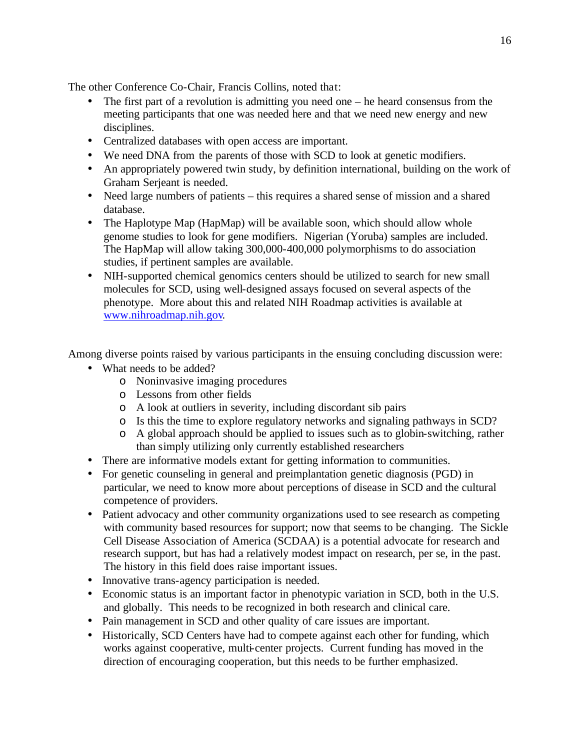The other Conference Co-Chair, Francis Collins, noted that:

- The first part of a revolution is admitting you need one – he heard consensus from the meeting participants that one was needed here and that we need new energy and new disciplines.
- Centralized databases with open access are important.
- We need DNA from the parents of those with SCD to look at genetic modifiers.
- An appropriately powered twin study, by definition international, building on the work of Graham Serjeant is needed.
- Need large numbers of patients – this requires a shared sense of mission and a shared database.
- The Haplotype Map (HapMap) will be available soon, which should allow whole genome studies to look for gene modifiers. Nigerian (Yoruba) samples are included. The HapMap will allow taking 300,000-400,000 polymorphisms to do association studies, if pertinent samples are available.
- NIH-supported chemical genomics centers should be utilized to search for new small molecules for SCD, using well-designed assays focused on several aspects of the phenotype. More about this and related NIH Roadmap activities is available at [www.nihroadmap.nih.gov](http://www.nihroadmap.nih.gov).

Among diverse points raised by various participants in the ensuing concluding discussion were:

- What needs to be added?
  - Noninvasive imaging procedures
  - Lessons from other fields
  - A look at outliers in severity, including discordant sib pairs
  - Is this the time to explore regulatory networks and signaling pathways in SCD?
  - A global approach should be applied to issues such as to globin-switching, rather than simply utilizing only currently established researchers
- There are informative models extant for getting information to communities.
- For genetic counseling in general and preimplantation genetic diagnosis (PGD) in particular, we need to know more about perceptions of disease in SCD and the cultural competence of providers.
- Patient advocacy and other community organizations used to see research as competing with community based resources for support; now that seems to be changing. The Sickle Cell Disease Association of America (SCDAA) is a potential advocate for research and research support, but has had a relatively modest impact on research, per se, in the past. The history in this field does raise important issues.
- Innovative trans-agency participation is needed.
- Economic status is an important factor in phenotypic variation in SCD, both in the U.S. and globally. This needs to be recognized in both research and clinical care.
- Pain management in SCD and other quality of care issues are important.
- Historically, SCD Centers have had to compete against each other for funding, which works against cooperative, multi-center projects. Current funding has moved in the direction of encouraging cooperation, but this needs to be further emphasized.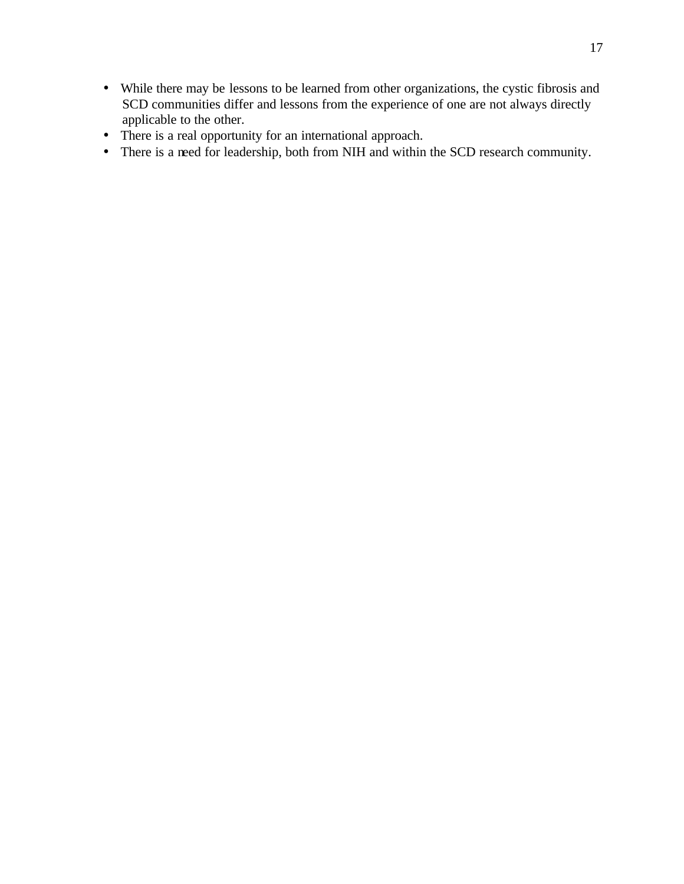- While there may be lessons to be learned from other organizations, the cystic fibrosis and SCD communities differ and lessons from the experience of one are not always directly applicable to the other.
- There is a real opportunity for an international approach.
- There is a need for leadership, both from NIH and within the SCD research community.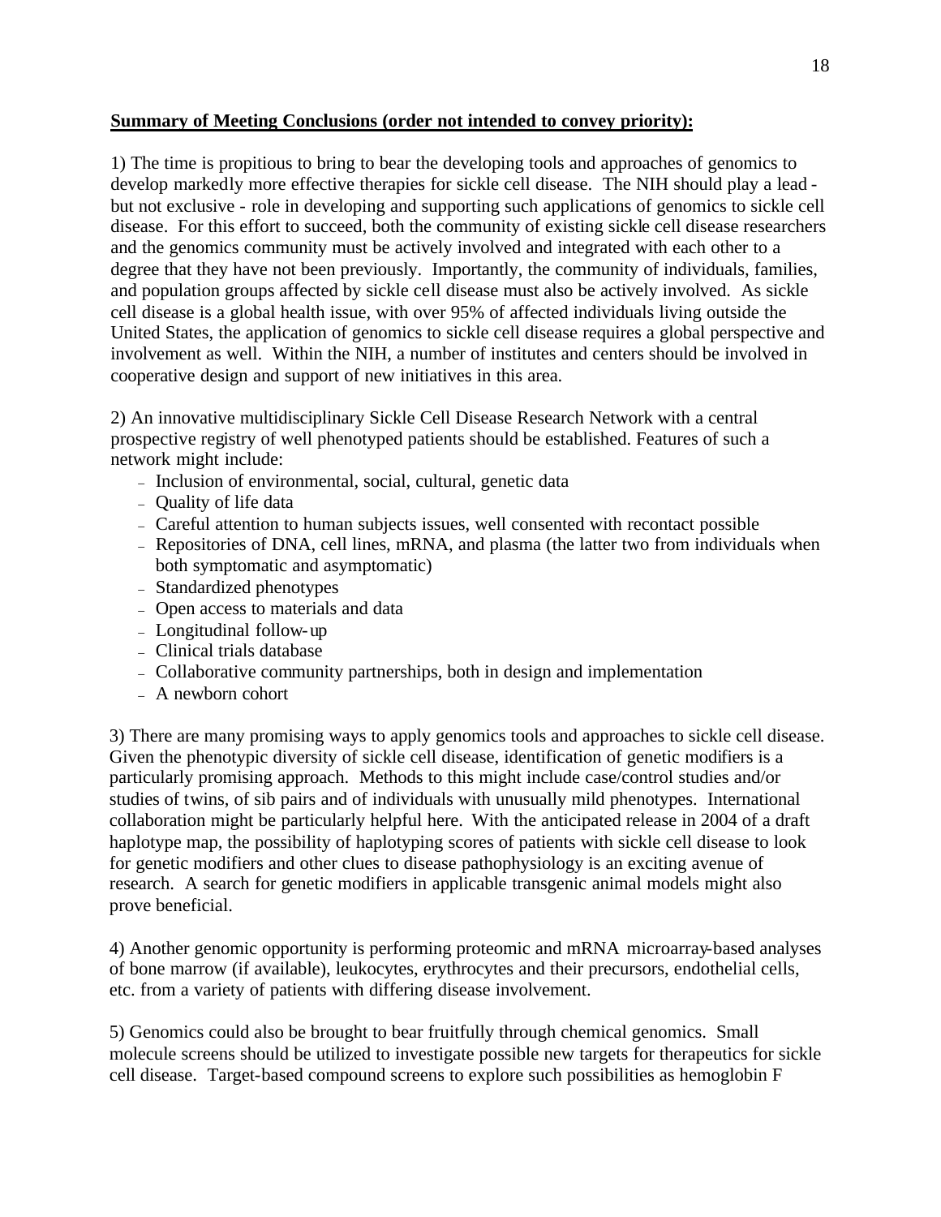**Summary of Meeting Conclusions (order not intended to convey priority):**

1) The time is propitious to bring to bear the developing tools and approaches of genomics to develop markedly more effective therapies for sickle cell disease. The NIH should play a lead - but not exclusive - role in developing and supporting such applications of genomics to sickle cell disease. For this effort to succeed, both the community of existing sickle cell disease researchers and the genomics community must be actively involved and integrated with each other to a degree that they have not been previously. Importantly, the community of individuals, families, and population groups affected by sickle cell disease must also be actively involved. As sickle cell disease is a global health issue, with over 95% of affected individuals living outside the United States, the application of genomics to sickle cell disease requires a global perspective and involvement as well. Within the NIH, a number of institutes and centers should be involved in cooperative design and support of new initiatives in this area.

2) An innovative multidisciplinary Sickle Cell Disease Research Network with a central prospective registry of well phenotyped patients should be established. Features of such a network might include:

- Inclusion of environmental, social, cultural, genetic data
- Quality of life data
- Careful attention to human subjects issues, well consented with recontact possible
- Repositories of DNA, cell lines, mRNA, and plasma (the latter two from individuals when both symptomatic and asymptomatic)
- Standardized phenotypes
- Open access to materials and data
- Longitudinal follow-up
- Clinical trials database
- Collaborative community partnerships, both in design and implementation
- A newborn cohort

3) There are many promising ways to apply genomics tools and approaches to sickle cell disease. Given the phenotypic diversity of sickle cell disease, identification of genetic modifiers is a particularly promising approach. Methods to this might include case/control studies and/or studies of twins, of sib pairs and of individuals with unusually mild phenotypes. International collaboration might be particularly helpful here. With the anticipated release in 2004 of a draft haplotype map, the possibility of haplotyping scores of patients with sickle cell disease to look for genetic modifiers and other clues to disease pathophysiology is an exciting avenue of research. A search for genetic modifiers in applicable transgenic animal models might also prove beneficial.

4) Another genomic opportunity is performing proteomic and mRNA microarray-based analyses of bone marrow (if available), leukocytes, erythrocytes and their precursors, endothelial cells, etc. from a variety of patients with differing disease involvement.

5) Genomics could also be brought to bear fruitfully through chemical genomics. Small molecule screens should be utilized to investigate possible new targets for therapeutics for sickle cell disease. Target-based compound screens to explore such possibilities as hemoglobin F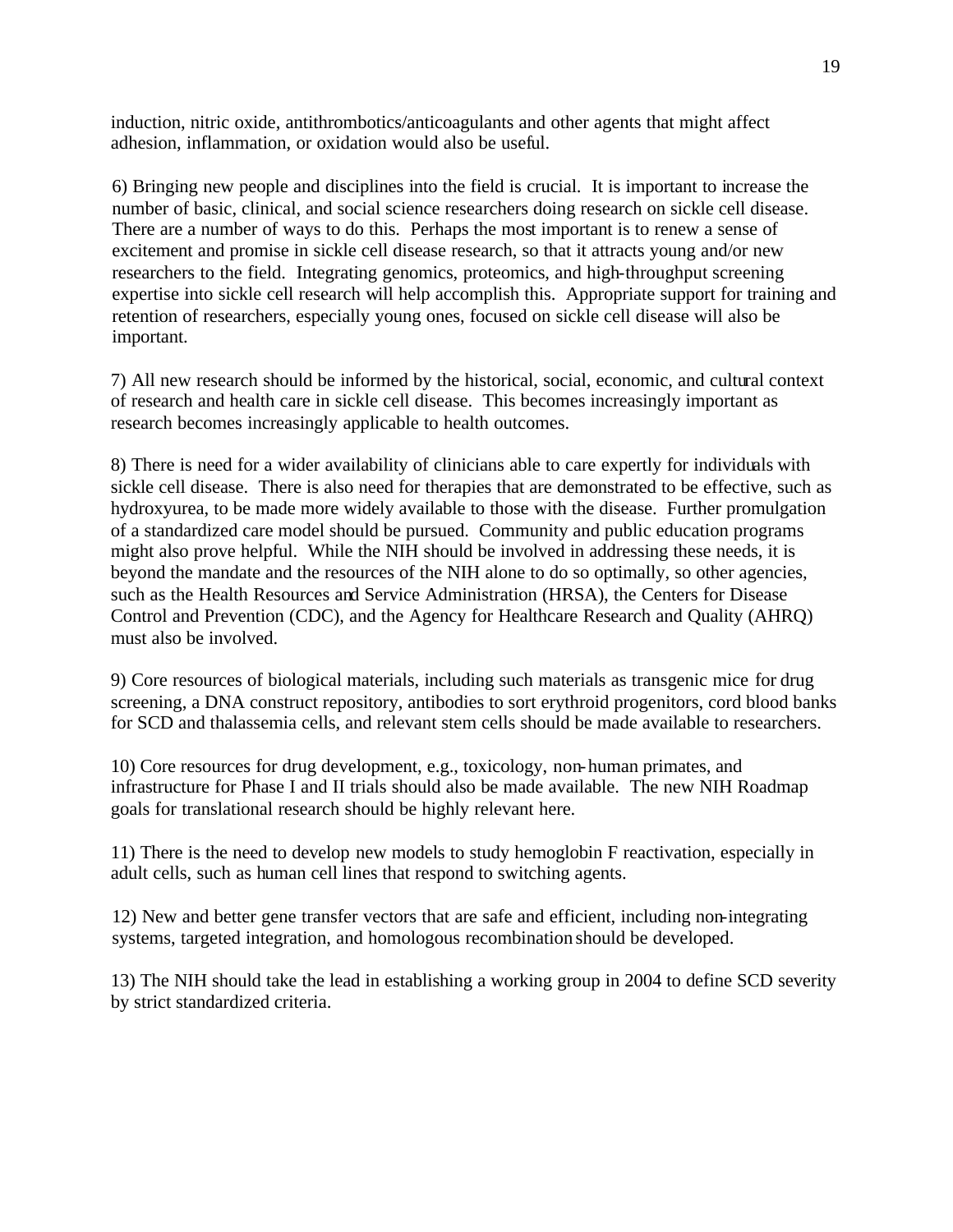induction, nitric oxide, antithrombotics/anticoagulants and other agents that might affect adhesion, inflammation, or oxidation would also be useful.

6) Bringing new people and disciplines into the field is crucial. It is important to increase the number of basic, clinical, and social science researchers doing research on sickle cell disease. There are a number of ways to do this. Perhaps the most important is to renew a sense of excitement and promise in sickle cell disease research, so that it attracts young and/or new researchers to the field. Integrating genomics, proteomics, and high-throughput screening expertise into sickle cell research will help accomplish this. Appropriate support for training and retention of researchers, especially young ones, focused on sickle cell disease will also be important.

7) All new research should be informed by the historical, social, economic, and cultural context of research and health care in sickle cell disease. This becomes increasingly important as research becomes increasingly applicable to health outcomes.

8) There is need for a wider availability of clinicians able to care expertly for individuals with sickle cell disease. There is also need for therapies that are demonstrated to be effective, such as hydroxyurea, to be made more widely available to those with the disease. Further promulgation of a standardized care model should be pursued. Community and public education programs might also prove helpful. While the NIH should be involved in addressing these needs, it is beyond the mandate and the resources of the NIH alone to do so optimally, so other agencies, such as the Health Resources and Service Administration (HRSA), the Centers for Disease Control and Prevention (CDC), and the Agency for Healthcare Research and Quality (AHRQ) must also be involved.

9) Core resources of biological materials, including such materials as transgenic mice for drug screening, a DNA construct repository, antibodies to sort erythroid progenitors, cord blood banks for SCD and thalassemia cells, and relevant stem cells should be made available to researchers.

10) Core resources for drug development, e.g., toxicology, non-human primates, and infrastructure for Phase I and II trials should also be made available. The new NIH Roadmap goals for translational research should be highly relevant here.

11) There is the need to develop new models to study hemoglobin F reactivation, especially in adult cells, such as human cell lines that respond to switching agents.

12) New and better gene transfer vectors that are safe and efficient, including non-integrating systems, targeted integration, and homologous recombination should be developed.

13) The NIH should take the lead in establishing a working group in 2004 to define SCD severity by strict standardized criteria.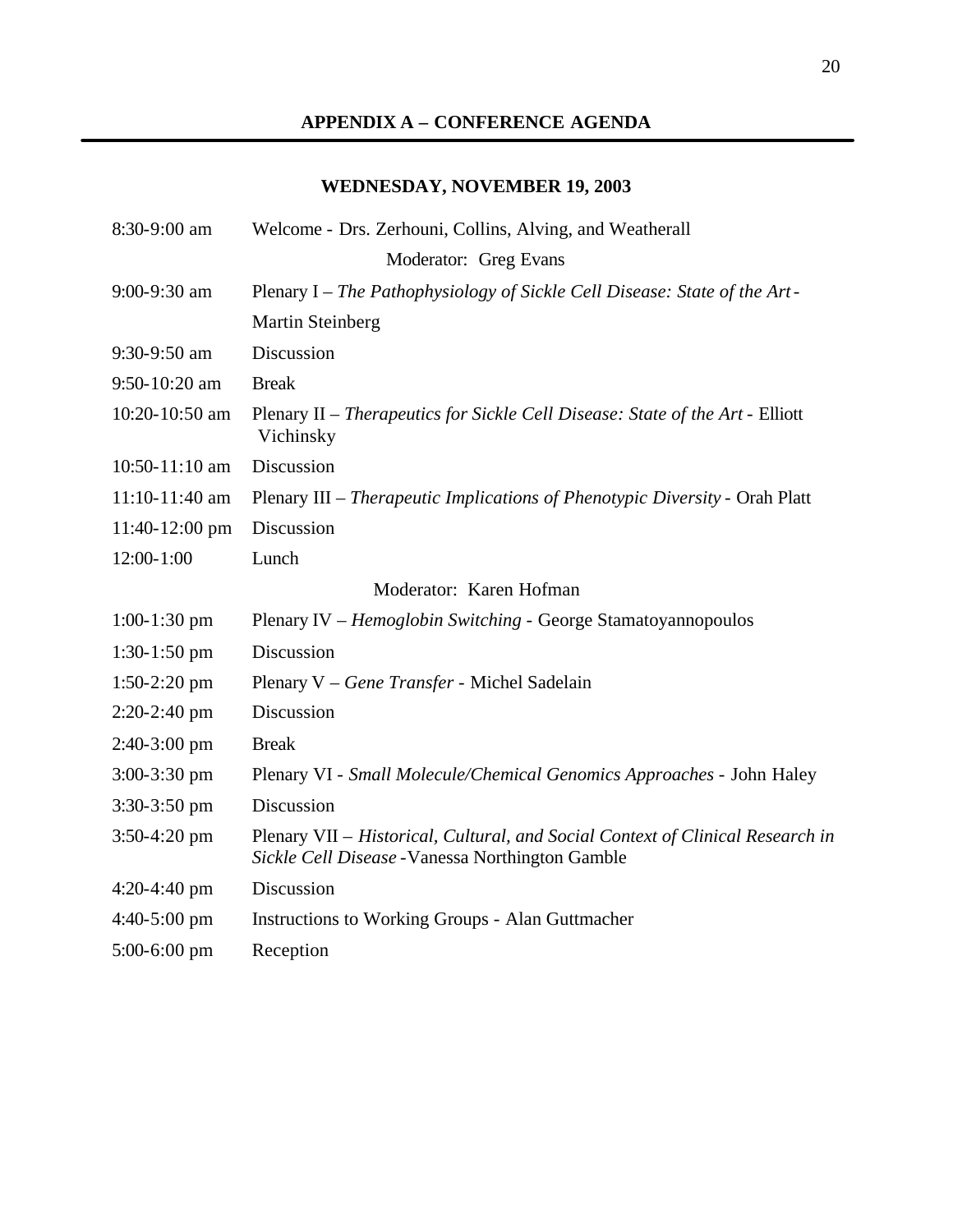## APPENDIX A – CONFERENCE AGENDA

### WEDNESDAY, NOVEMBER 19, 2003

| | |
|---|---|
| 8:30-9:00 am | Welcome - Drs. Zerhouni, Collins, Alving, and Weatherall |
| | Moderator: Greg Evans |
| 9:00-9:30 am | Plenary I – *The Pathophysiology of Sickle Cell Disease: State of the Art* - Martin Steinberg |
| 9:30-9:50 am | Discussion |
| 9:50-10:20 am | Break |
| 10:20-10:50 am | Plenary II – *Therapeutics for Sickle Cell Disease: State of the Art* - Elliott Vichinsky |
| 10:50-11:10 am | Discussion |
| 11:10-11:40 am | Plenary III – *Therapeutic Implications of Phenotypic Diversity* - Orah Platt |
| 11:40-12:00 pm | Discussion |
| 12:00-1:00 | Lunch |
| | Moderator: Karen Hofman |
| 1:00-1:30 pm | Plenary IV – *Hemoglobin Switching* - George Stamatoyannopoulos |
| 1:30-1:50 pm | Discussion |
| 1:50-2:20 pm | Plenary V – *Gene Transfer* - Michel Sadelain |
| 2:20-2:40 pm | Discussion |
| 2:40-3:00 pm | Break |
| 3:00-3:30 pm | Plenary VI - *Small Molecule/Chemical Genomics Approaches* - John Haley |
| 3:30-3:50 pm | Discussion |
| 3:50-4:20 pm | Plenary VII – *Historical, Cultural, and Social Context of Clinical Research in Sickle Cell Disease* -Vanessa Northington Gamble |
| 4:20-4:40 pm | Discussion |
| 4:40-5:00 pm | Instructions to Working Groups - Alan Guttmacher |
| 5:00-6:00 pm | Reception |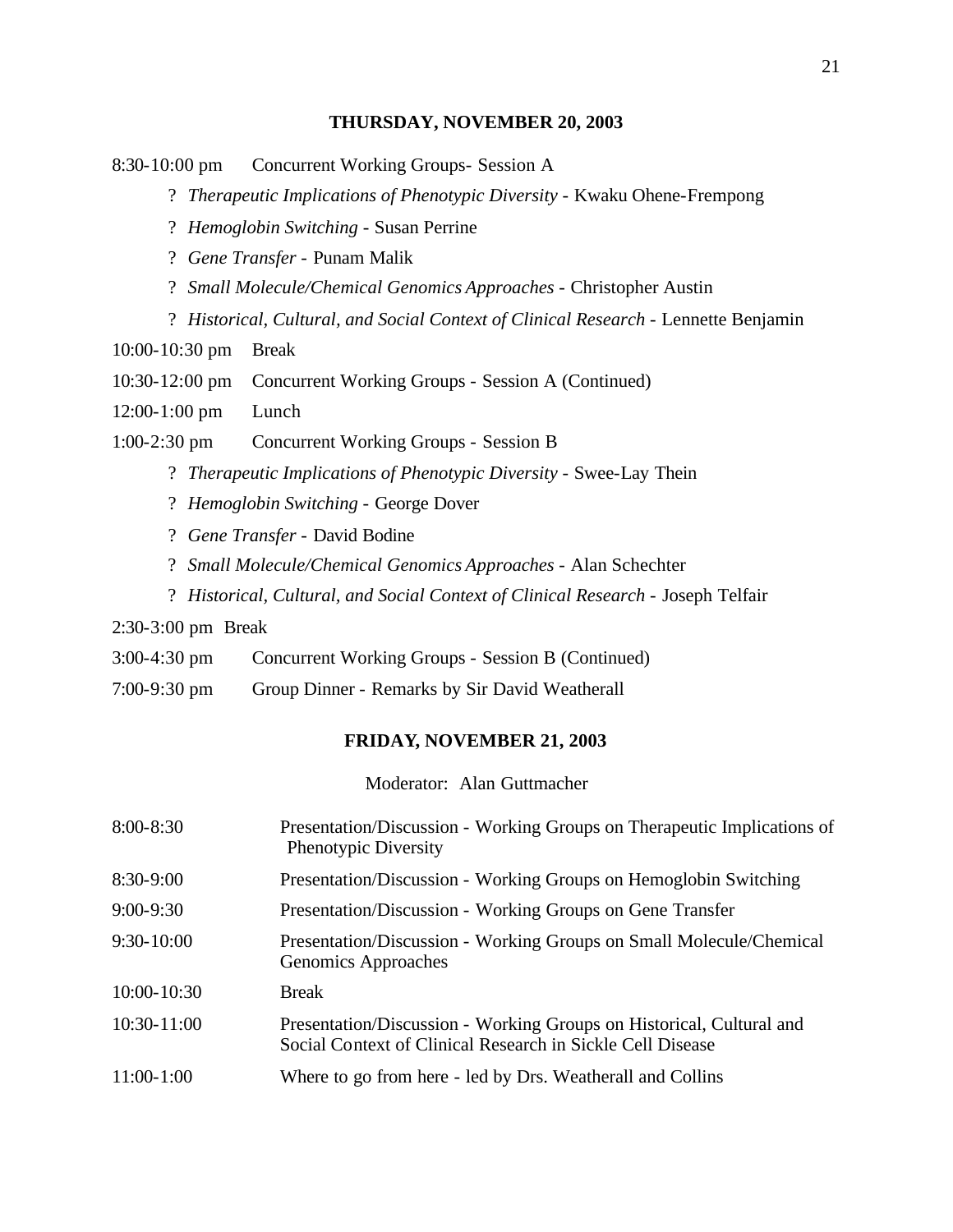## THURSDAY, NOVEMBER 20, 2003

8:30-10:00 pm Concurrent Working Groups- Session A

- ? *Therapeutic Implications of Phenotypic Diversity* - Kwaku Ohene-Frempong
- ? *Hemoglobin Switching* - Susan Perrine
- ? *Gene Transfer* - Punam Malik
- ? *Small Molecule/Chemical Genomics Approaches* - Christopher Austin
- ? *Historical, Cultural, and Social Context of Clinical Research* - Lennette Benjamin

10:00-10:30 pm Break

10:30-12:00 pm Concurrent Working Groups - Session A (Continued)

12:00-1:00 pm Lunch

1:00-2:30 pm Concurrent Working Groups - Session B

- ? *Therapeutic Implications of Phenotypic Diversity* - Swee-Lay Thein
- ? *Hemoglobin Switching* - George Dover
- ? *Gene Transfer* - David Bodine
- ? *Small Molecule/Chemical Genomics Approaches* - Alan Schechter
- ? *Historical, Cultural, and Social Context of Clinical Research* - Joseph Telfair

2:30-3:00 pm Break

3:00-4:30 pm Concurrent Working Groups - Session B (Continued)

7:00-9:30 pm Group Dinner - Remarks by Sir David Weatherall

## FRIDAY, NOVEMBER 21, 2003

Moderator: Alan Guttmacher

| | |
|---|---|
| 8:00-8:30 | Presentation/Discussion - Working Groups on Therapeutic Implications of Phenotypic Diversity |
| 8:30-9:00 | Presentation/Discussion - Working Groups on Hemoglobin Switching |
| 9:00-9:30 | Presentation/Discussion - Working Groups on Gene Transfer |
| 9:30-10:00 | Presentation/Discussion - Working Groups on Small Molecule/Chemical Genomics Approaches |
| 10:00-10:30 | Break |
| 10:30-11:00 | Presentation/Discussion - Working Groups on Historical, Cultural and Social Context of Clinical Research in Sickle Cell Disease |
| 11:00-1:00 | Where to go from here - led by Drs. Weatherall and Collins |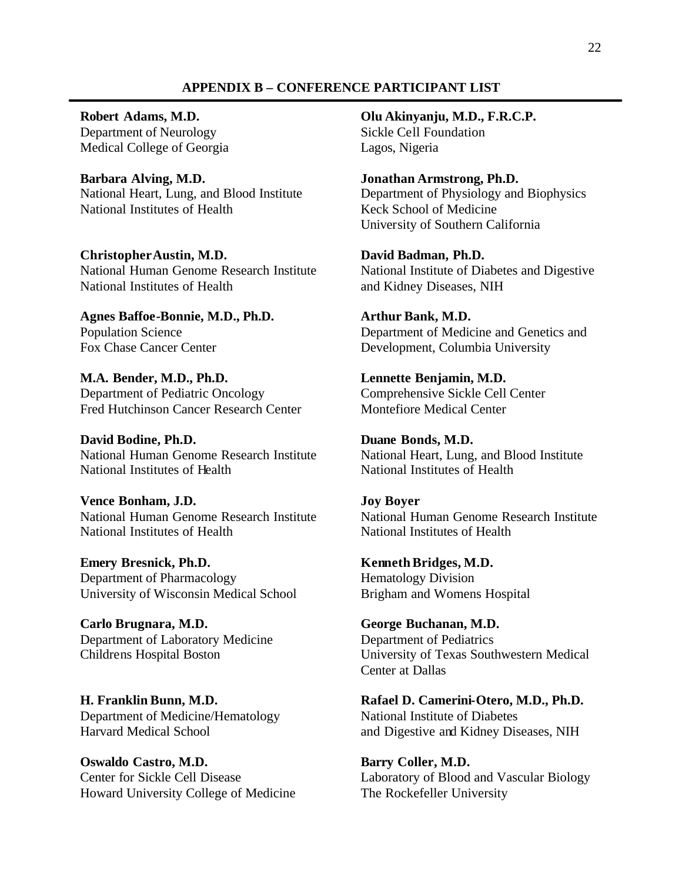## APPENDIX B – CONFERENCE PARTICIPANT LIST

**Robert Adams, M.D.**
Department of Neurology
Medical College of Georgia

**Olu Akinyanju, M.D., F.R.C.P.**
Sickle Cell Foundation
Lagos, Nigeria

**Barbara Alving, M.D.**
National Heart, Lung, and Blood Institute
National Institutes of Health

**Jonathan Armstrong, Ph.D.**
Department of Physiology and Biophysics
Keck School of Medicine
University of Southern California

**Christopher Austin, M.D.**
National Human Genome Research Institute
National Institutes of Health

**David Badman, Ph.D.**
National Institute of Diabetes and Digestive and Kidney Diseases, NIH

**Agnes Baffoe-Bonnie, M.D., Ph.D.**
Population Science
Fox Chase Cancer Center

**Arthur Bank, M.D.**
Department of Medicine and Genetics and Development, Columbia University

**M.A. Bender, M.D., Ph.D.**
Department of Pediatric Oncology
Fred Hutchinson Cancer Research Center

**Lennette Benjamin, M.D.**
Comprehensive Sickle Cell Center
Montefiore Medical Center

**David Bodine, Ph.D.**
National Human Genome Research Institute
National Institutes of Health

**Duane Bonds, M.D.**
National Heart, Lung, and Blood Institute
National Institutes of Health

**Vence Bonham, J.D.**
National Human Genome Research Institute
National Institutes of Health

**Joy Boyer**
National Human Genome Research Institute
National Institutes of Health

**Emery Bresnick, Ph.D.**
Department of Pharmacology
University of Wisconsin Medical School

**Kenneth Bridges, M.D.**
Hematology Division
Brigham and Womens Hospital

**Carlo Brugnara, M.D.**
Department of Laboratory Medicine
Childrens Hospital Boston

**George Buchanan, M.D.**
Department of Pediatrics
University of Texas Southwestern Medical Center at Dallas

**H. Franklin Bunn, M.D.**
Department of Medicine/Hematology
Harvard Medical School

**Rafael D. Camerini-Otero, M.D., Ph.D.**
National Institute of Diabetes and Digestive and Kidney Diseases, NIH

**Oswaldo Castro, M.D.**
Center for Sickle Cell Disease
Howard University College of Medicine

**Barry Coller, M.D.**
Laboratory of Blood and Vascular Biology
The Rockefeller University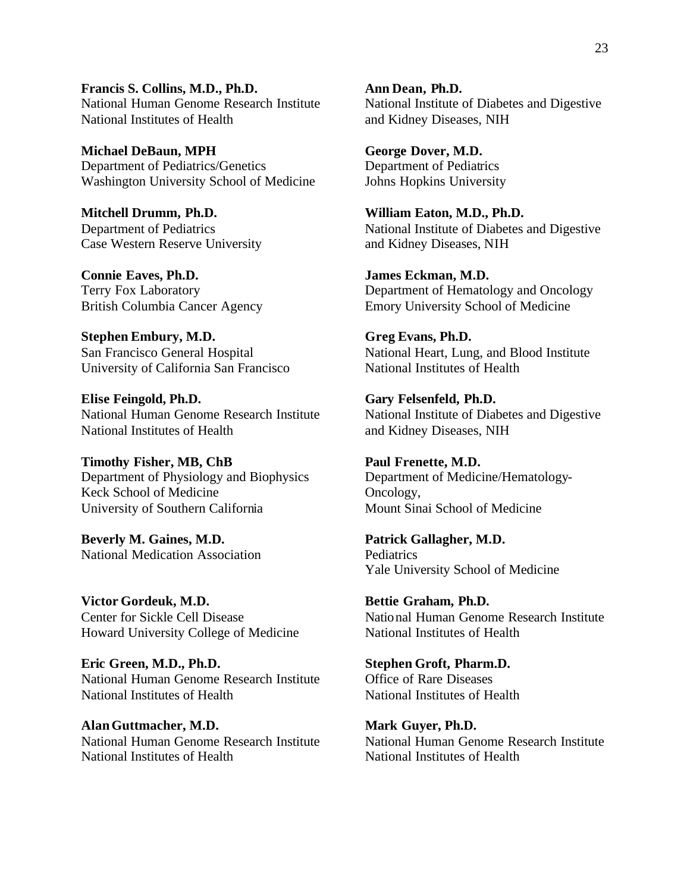**Francis S. Collins, M.D., Ph.D.**
National Human Genome Research Institute
National Institutes of Health

**Ann Dean, Ph.D.**
National Institute of Diabetes and Digestive and Kidney Diseases, NIH

**Michael DeBaun, MPH**
Department of Pediatrics/Genetics
Washington University School of Medicine

**George Dover, M.D.**
Department of Pediatrics
Johns Hopkins University

**Mitchell Drumm, Ph.D.**
Department of Pediatrics
Case Western Reserve University

**William Eaton, M.D., Ph.D.**
National Institute of Diabetes and Digestive and Kidney Diseases, NIH

**Connie Eaves, Ph.D.**
Terry Fox Laboratory
British Columbia Cancer Agency

**James Eckman, M.D.**
Department of Hematology and Oncology
Emory University School of Medicine

**Stephen Embury, M.D.**
San Francisco General Hospital
University of California San Francisco

**Greg Evans, Ph.D.**
National Heart, Lung, and Blood Institute
National Institutes of Health

**Elise Feingold, Ph.D.**
National Human Genome Research Institute
National Institutes of Health

**Gary Felsenfeld, Ph.D.**
National Institute of Diabetes and Digestive and Kidney Diseases, NIH

**Timothy Fisher, MB, ChB**
Department of Physiology and Biophysics
Keck School of Medicine
University of Southern California

**Paul Frenette, M.D.**
Department of Medicine/Hematology-Oncology,
Mount Sinai School of Medicine

**Beverly M. Gaines, M.D.**
National Medication Association

**Patrick Gallagher, M.D.**
Pediatrics
Yale University School of Medicine

**Victor Gordeuk, M.D.**
Center for Sickle Cell Disease
Howard University College of Medicine

**Bettie Graham, Ph.D.**
National Human Genome Research Institute
National Institutes of Health

**Eric Green, M.D., Ph.D.**
National Human Genome Research Institute
National Institutes of Health

**Stephen Groft, Pharm.D.**
Office of Rare Diseases
National Institutes of Health

**Alan Guttmacher, M.D.**
National Human Genome Research Institute
National Institutes of Health

**Mark Guyer, Ph.D.**
National Human Genome Research Institute
National Institutes of Health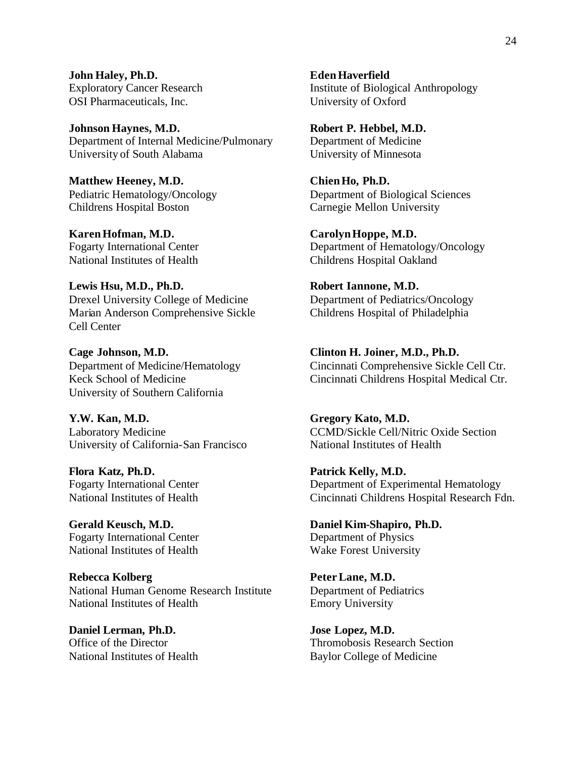**John Haley, Ph.D.**
Exploratory Cancer Research
OSI Pharmaceuticals, Inc.

**Eden Haverfield**
Institute of Biological Anthropology
University of Oxford

**Johnson Haynes, M.D.**
Department of Internal Medicine/Pulmonary
University of South Alabama

**Robert P. Hebbel, M.D.**
Department of Medicine
University of Minnesota

**Matthew Heeney, M.D.**
Pediatric Hematology/Oncology
Childrens Hospital Boston

**Chien Ho, Ph.D.**
Department of Biological Sciences
Carnegie Mellon University

**Karen Hofman, M.D.**
Fogarty International Center
National Institutes of Health

**Carolyn Hoppe, M.D.**
Department of Hematology/Oncology
Childrens Hospital Oakland

**Lewis Hsu, M.D., Ph.D.**
Drexel University College of Medicine
Marian Anderson Comprehensive Sickle Cell Center

**Robert Iannone, M.D.**
Department of Pediatrics/Oncology
Childrens Hospital of Philadelphia

**Cage Johnson, M.D.**
Department of Medicine/Hematology
Keck School of Medicine
University of Southern California

**Clinton H. Joiner, M.D., Ph.D.**
Cincinnati Comprehensive Sickle Cell Ctr.
Cincinnati Childrens Hospital Medical Ctr.

**Y.W. Kan, M.D.**
Laboratory Medicine
University of California-San Francisco

**Gregory Kato, M.D.**
CCMD/Sickle Cell/Nitric Oxide Section
National Institutes of Health

**Flora Katz, Ph.D.**
Fogarty International Center
National Institutes of Health

**Patrick Kelly, M.D.**
Department of Experimental Hematology
Cincinnati Childrens Hospital Research Fdn.

**Gerald Keusch, M.D.**
Fogarty International Center
National Institutes of Health

**Daniel Kim-Shapiro, Ph.D.**
Department of Physics
Wake Forest University

**Rebecca Kolberg**
National Human Genome Research Institute
National Institutes of Health

**Peter Lane, M.D.**
Department of Pediatrics
Emory University

**Daniel Lerman, Ph.D.**
Office of the Director
National Institutes of Health

**Jose Lopez, M.D.**
Thromobosis Research Section
Baylor College of Medicine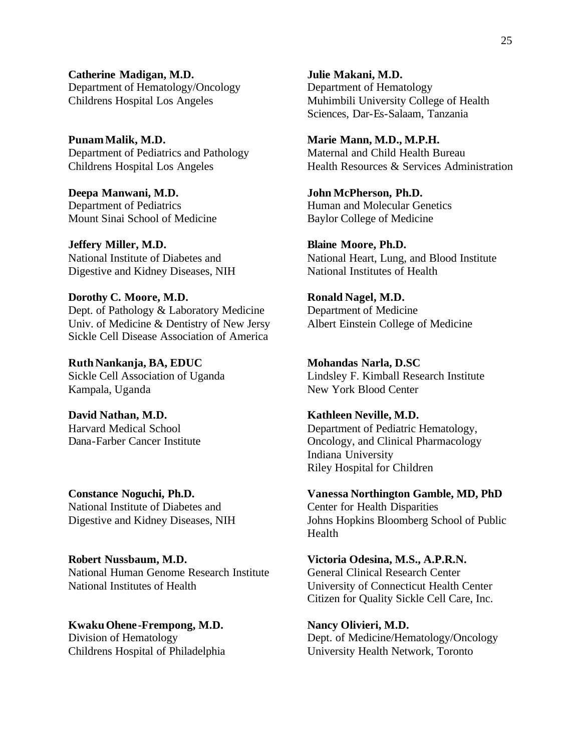**Catherine Madigan, M.D.**
Department of Hematology/Oncology
Childrens Hospital Los Angeles

**Julie Makani, M.D.**
Department of Hematology
Muhimbili University College of Health Sciences, Dar-Es-Salaam, Tanzania

**Punam Malik, M.D.**
Department of Pediatrics and Pathology
Childrens Hospital Los Angeles

**Marie Mann, M.D., M.P.H.**
Maternal and Child Health Bureau
Health Resources & Services Administration

**Deepa Manwani, M.D.**
Department of Pediatrics
Mount Sinai School of Medicine

**John McPherson, Ph.D.**
Human and Molecular Genetics
Baylor College of Medicine

**Jeffery Miller, M.D.**
National Institute of Diabetes and Digestive and Kidney Diseases, NIH

**Blaine Moore, Ph.D.**
National Heart, Lung, and Blood Institute
National Institutes of Health

**Dorothy C. Moore, M.D.**
Dept. of Pathology & Laboratory Medicine
Univ. of Medicine & Dentistry of New Jersy
Sickle Cell Disease Association of America

**Ronald Nagel, M.D.**
Department of Medicine
Albert Einstein College of Medicine

**Ruth Nankanja, BA, EDUC**
Sickle Cell Association of Uganda
Kampala, Uganda

**Mohandas Narla, D.SC**
Lindsley F. Kimball Research Institute
New York Blood Center

**David Nathan, M.D.**
Harvard Medical School
Dana-Farber Cancer Institute

**Kathleen Neville, M.D.**
Department of Pediatric Hematology, Oncology, and Clinical Pharmacology
Indiana University
Riley Hospital for Children

**Constance Noguchi, Ph.D.**
National Institute of Diabetes and Digestive and Kidney Diseases, NIH

**Vanessa Northington Gamble, MD, PhD**
Center for Health Disparities
Johns Hopkins Bloomberg School of Public Health

**Robert Nussbaum, M.D.**
National Human Genome Research Institute
National Institutes of Health

**Victoria Odesina, M.S., A.P.R.N.**
General Clinical Research Center
University of Connecticut Health Center
Citizen for Quality Sickle Cell Care, Inc.

**Kwaku Ohene-Frempong, M.D.**
Division of Hematology
Childrens Hospital of Philadelphia

**Nancy Olivieri, M.D.**
Dept. of Medicine/Hematology/Oncology
University Health Network, Toronto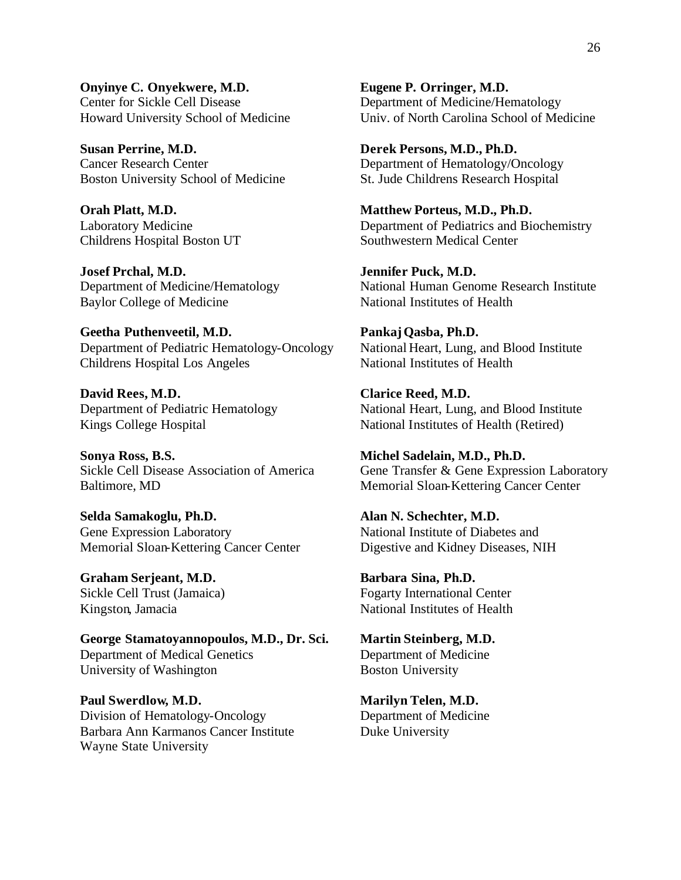**Onyinye C. Onyekwere, M.D.**
Center for Sickle Cell Disease
Howard University School of Medicine

**Eugene P. Orringer, M.D.**
Department of Medicine/Hematology
Univ. of North Carolina School of Medicine

**Susan Perrine, M.D.**
Cancer Research Center
Boston University School of Medicine

**Derek Persons, M.D., Ph.D.**
Department of Hematology/Oncology
St. Jude Childrens Research Hospital

**Orah Platt, M.D.**
Laboratory Medicine
Childrens Hospital Boston UT

**Matthew Porteus, M.D., Ph.D.**
Department of Pediatrics and Biochemistry
Southwestern Medical Center

**Josef Prchal, M.D.**
Department of Medicine/Hematology
Baylor College of Medicine

**Jennifer Puck, M.D.**
National Human Genome Research Institute
National Institutes of Health

**Geetha Puthenveetil, M.D.**
Department of Pediatric Hematology-Oncology
Childrens Hospital Los Angeles

**Pankaj Qasba, Ph.D.**
National Heart, Lung, and Blood Institute
National Institutes of Health

**David Rees, M.D.**
Department of Pediatric Hematology
Kings College Hospital

**Clarice Reed, M.D.**
National Heart, Lung, and Blood Institute
National Institutes of Health (Retired)

**Sonya Ross, B.S.**
Sickle Cell Disease Association of America
Baltimore, MD

**Michel Sadelain, M.D., Ph.D.**
Gene Transfer & Gene Expression Laboratory
Memorial Sloan-Kettering Cancer Center

**Selda Samakoglu, Ph.D.**
Gene Expression Laboratory
Memorial Sloan-Kettering Cancer Center

**Alan N. Schechter, M.D.**
National Institute of Diabetes and
Digestive and Kidney Diseases, NIH

**Graham Serjeant, M.D.**
Sickle Cell Trust (Jamaica)
Kingston, Jamacia

**Barbara Sina, Ph.D.**
Fogarty International Center
National Institutes of Health

**George Stamatoyannopoulos, M.D., Dr. Sci.**
Department of Medical Genetics
University of Washington

**Martin Steinberg, M.D.**
Department of Medicine
Boston University

**Paul Swerdlow, M.D.**
Division of Hematology-Oncology
Barbara Ann Karmanos Cancer Institute
Wayne State University

**Marilyn Telen, M.D.**
Department of Medicine
Duke University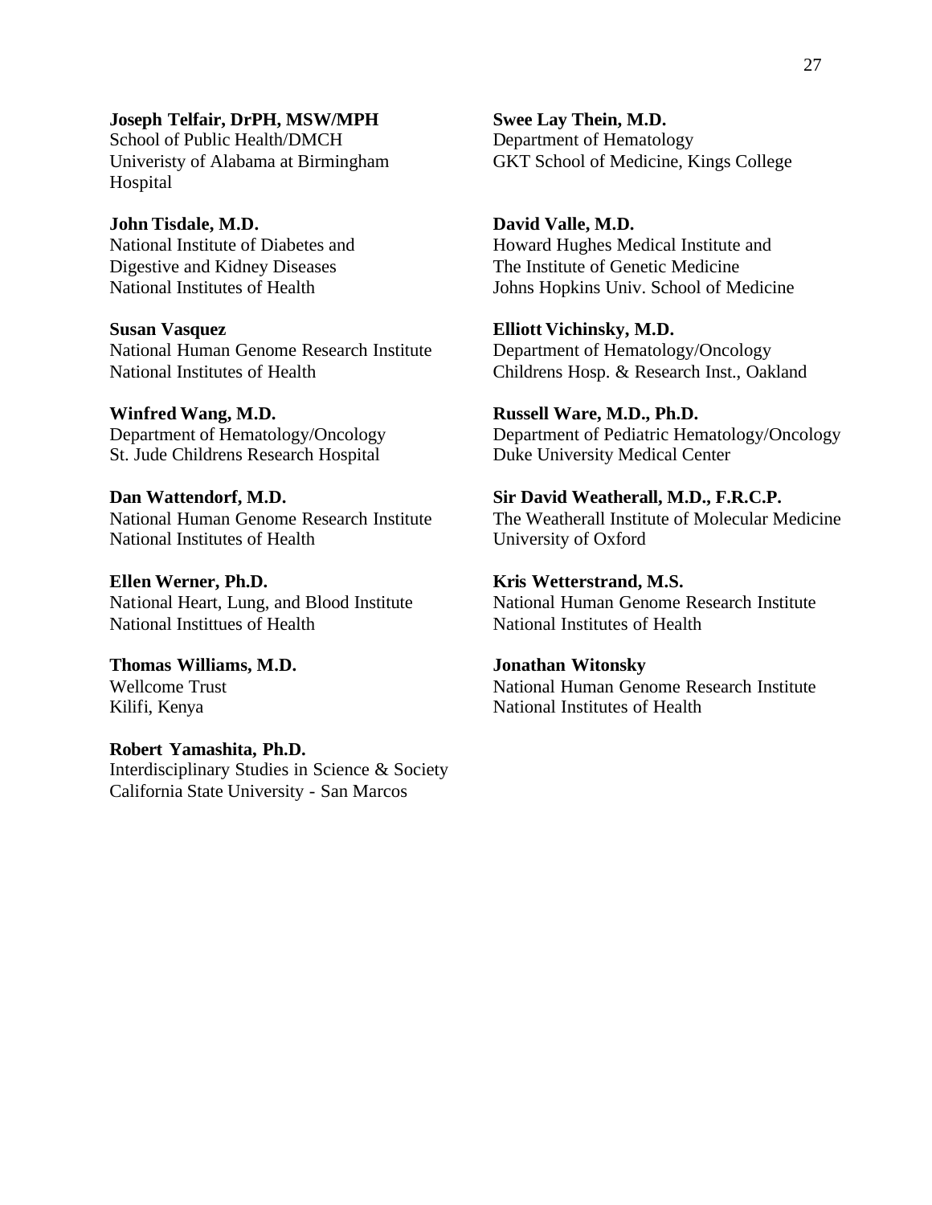**Joseph Telfair, DrPH, MSW/MPH**
School of Public Health/DMCH
Univeristy of Alabama at Birmingham Hospital

**Swee Lay Thein, M.D.**
Department of Hematology
GKT School of Medicine, Kings College

**John Tisdale, M.D.**
National Institute of Diabetes and Digestive and Kidney Diseases
National Institutes of Health

**David Valle, M.D.**
Howard Hughes Medical Institute and The Institute of Genetic Medicine
Johns Hopkins Univ. School of Medicine

**Susan Vasquez**
National Human Genome Research Institute
National Institutes of Health

**Elliott Vichinsky, M.D.**
Department of Hematology/Oncology
Childrens Hosp. & Research Inst., Oakland

**Winfred Wang, M.D.**
Department of Hematology/Oncology
St. Jude Childrens Research Hospital

**Russell Ware, M.D., Ph.D.**
Department of Pediatric Hematology/Oncology
Duke University Medical Center

**Dan Wattendorf, M.D.**
National Human Genome Research Institute
National Institutes of Health

**Sir David Weatherall, M.D., F.R.C.P.**
The Weatherall Institute of Molecular Medicine
University of Oxford

**Ellen Werner, Ph.D.**
National Heart, Lung, and Blood Institute
National Instittues of Health

**Kris Wetterstrand, M.S.**
National Human Genome Research Institute
National Institutes of Health

**Thomas Williams, M.D.**
Wellcome Trust
Kilifi, Kenya

**Jonathan Witonsky**
National Human Genome Research Institute
National Institutes of Health

**Robert Yamashita, Ph.D.**
Interdisciplinary Studies in Science & Society
California State University - San Marcos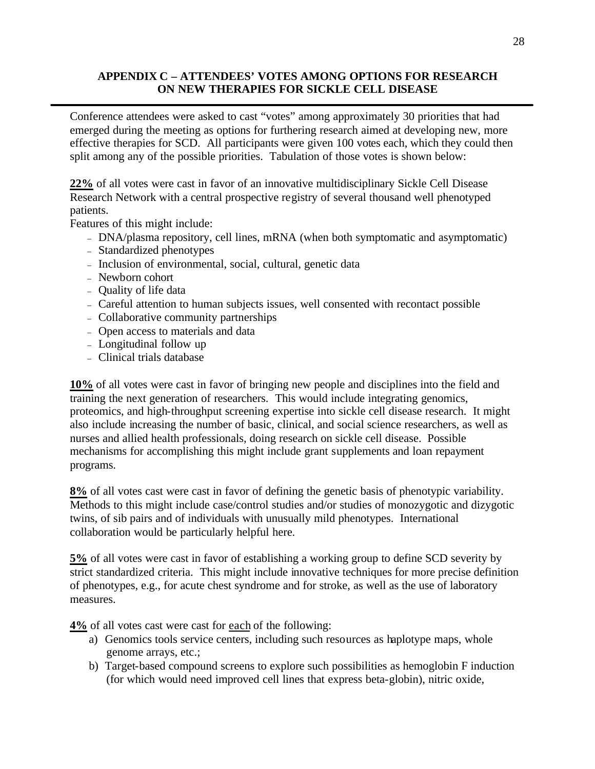## APPENDIX C – ATTENDEES' VOTES AMONG OPTIONS FOR RESEARCH ON NEW THERAPIES FOR SICKLE CELL DISEASE

Conference attendees were asked to cast "votes" among approximately 30 priorities that had emerged during the meeting as options for furthering research aimed at developing new, more effective therapies for SCD. All participants were given 100 votes each, which they could then split among any of the possible priorities. Tabulation of those votes is shown below:

<u>**22%**</u> of all votes were cast in favor of an innovative multidisciplinary Sickle Cell Disease Research Network with a central prospective registry of several thousand well phenotyped patients.

Features of this might include:

- DNA/plasma repository, cell lines, mRNA (when both symptomatic and asymptomatic)
- Standardized phenotypes
- Inclusion of environmental, social, cultural, genetic data
- Newborn cohort
- Quality of life data
- Careful attention to human subjects issues, well consented with recontact possible
- Collaborative community partnerships
- Open access to materials and data
- Longitudinal follow up
- Clinical trials database

<u>**10%**</u> of all votes were cast in favor of bringing new people and disciplines into the field and training the next generation of researchers. This would include integrating genomics, proteomics, and high-throughput screening expertise into sickle cell disease research. It might also include increasing the number of basic, clinical, and social science researchers, as well as nurses and allied health professionals, doing research on sickle cell disease. Possible mechanisms for accomplishing this might include grant supplements and loan repayment programs.

<u>**8%**</u> of all votes cast were cast in favor of defining the genetic basis of phenotypic variability. Methods to this might include case/control studies and/or studies of monozygotic and dizygotic twins, of sib pairs and of individuals with unusually mild phenotypes. International collaboration would be particularly helpful here.

<u>**5%**</u> of all votes were cast in favor of establishing a working group to define SCD severity by strict standardized criteria. This might include innovative techniques for more precise definition of phenotypes, e.g., for acute chest syndrome and for stroke, as well as the use of laboratory measures.

<u>**4%**</u> of all votes cast were cast for <u>each</u> of the following:

a) Genomics tools service centers, including such resources as haplotype maps, whole genome arrays, etc.;
b) Target-based compound screens to explore such possibilities as hemoglobin F induction (for which would need improved cell lines that express beta-globin), nitric oxide,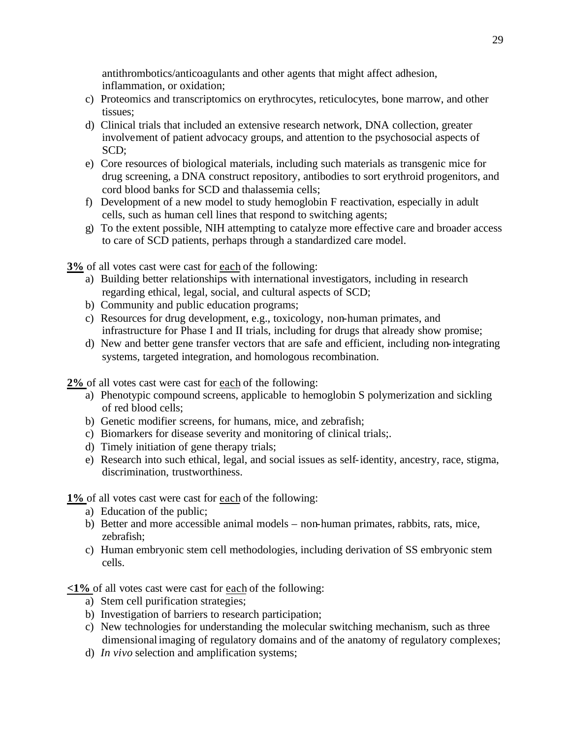antithrombotics/anticoagulants and other agents that might affect adhesion, inflammation, or oxidation;

c) Proteomics and transcriptomics on erythrocytes, reticulocytes, bone marrow, and other tissues;
d) Clinical trials that included an extensive research network, DNA collection, greater involvement of patient advocacy groups, and attention to the psychosocial aspects of SCD;
e) Core resources of biological materials, including such materials as transgenic mice for drug screening, a DNA construct repository, antibodies to sort erythroid progenitors, and cord blood banks for SCD and thalassemia cells;
f) Development of a new model to study hemoglobin F reactivation, especially in adult cells, such as human cell lines that respond to switching agents;
g) To the extent possible, NIH attempting to catalyze more effective care and broader access to care of SCD patients, perhaps through a standardized care model.

**3%** of all votes cast were cast for each of the following:

a) Building better relationships with international investigators, including in research regarding ethical, legal, social, and cultural aspects of SCD;
b) Community and public education programs;
c) Resources for drug development, e.g., toxicology, non-human primates, and infrastructure for Phase I and II trials, including for drugs that already show promise;
d) New and better gene transfer vectors that are safe and efficient, including non-integrating systems, targeted integration, and homologous recombination.

**2%** of all votes cast were cast for each of the following:

a) Phenotypic compound screens, applicable to hemoglobin S polymerization and sickling of red blood cells;
b) Genetic modifier screens, for humans, mice, and zebrafish;
c) Biomarkers for disease severity and monitoring of clinical trials;.
d) Timely initiation of gene therapy trials;
e) Research into such ethical, legal, and social issues as self-identity, ancestry, race, stigma, discrimination, trustworthiness.

**1%** of all votes cast were cast for each of the following:

a) Education of the public;
b) Better and more accessible animal models – non-human primates, rabbits, rats, mice, zebrafish;
c) Human embryonic stem cell methodologies, including derivation of SS embryonic stem cells.

**<1%** of all votes cast were cast for each of the following:

a) Stem cell purification strategies;
b) Investigation of barriers to research participation;
c) New technologies for understanding the molecular switching mechanism, such as three dimensional imaging of regulatory domains and of the anatomy of regulatory complexes;
d) *In vivo* selection and amplification systems;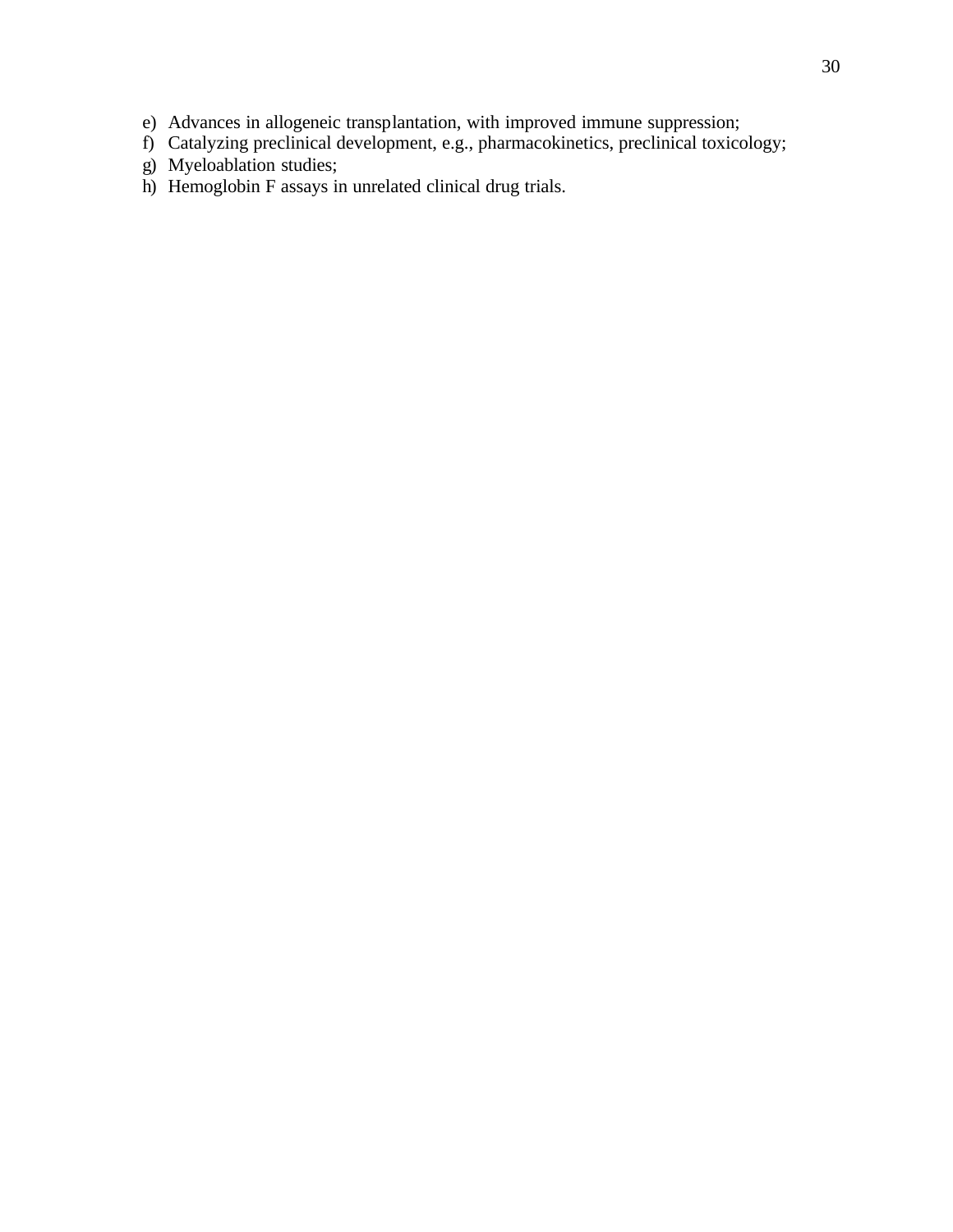e) Advances in allogeneic transplantation, with improved immune suppression;
f) Catalyzing preclinical development, e.g., pharmacokinetics, preclinical toxicology;
g) Myeloablation studies;
h) Hemoglobin F assays in unrelated clinical drug trials.